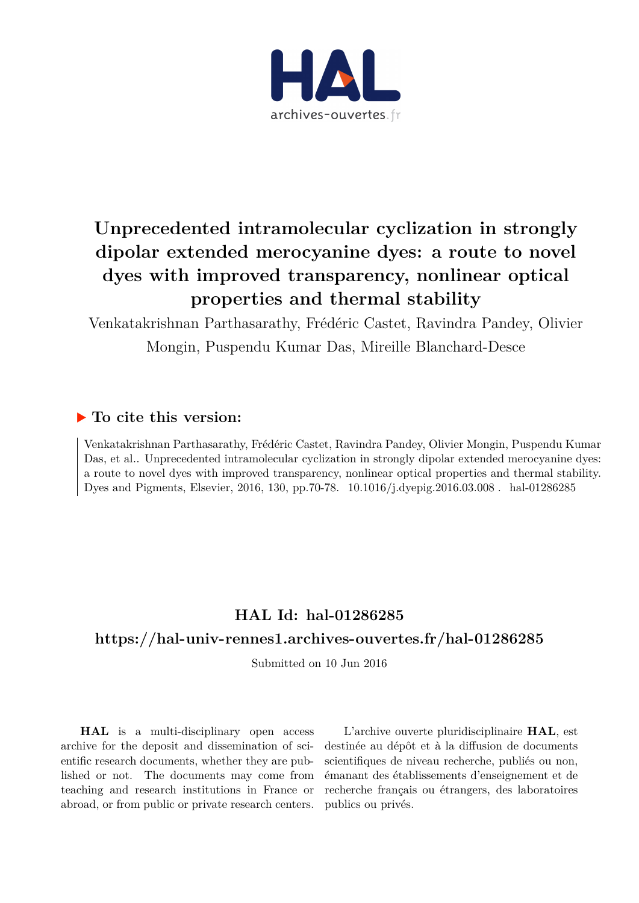# Unprecedented intramolecular cyclization in strongly dipolar extended merocyanine dyes: a route to novel dyes with improved transparency, nonlinear optical properties and thermal stability

Venkatakrishnan Parthasarathy, Frédéric Castet, Ravindra Pandey, Olivier Mongin, Puspendu Kumar Das, Mireille Blanchard-Desce

## ▶ To cite this version:

Venkatakrishnan Parthasarathy, Frédéric Castet, Ravindra Pandey, Olivier Mongin, Puspendu Kumar Das, et al.. Unprecedented intramolecular cyclization in strongly dipolar extended merocyanine dyes: a route to novel dyes with improved transparency, nonlinear optical properties and thermal stability. Dyes and Pigments, Elsevier, 2016, 130, pp.70-78. 10.1016/j.dyepig.2016.03.008 . hal-01286285

## HAL Id: hal-01286285

## https://hal-univ-rennes1.archives-ouvertes.fr/hal-01286285

Submitted on 10 Jun 2016

**HAL** is a multi-disciplinary open access archive for the deposit and dissemination of scientific research documents, whether they are published or not. The documents may come from teaching and research institutions in France or abroad, or from public or private research centers.

L'archive ouverte pluridisciplinaire **HAL**, est destinée au dépôt et à la diffusion de documents scientifiques de niveau recherche, publiés ou non, émanant des établissements d'enseignement et de recherche français ou étrangers, des laboratoires publics ou privés.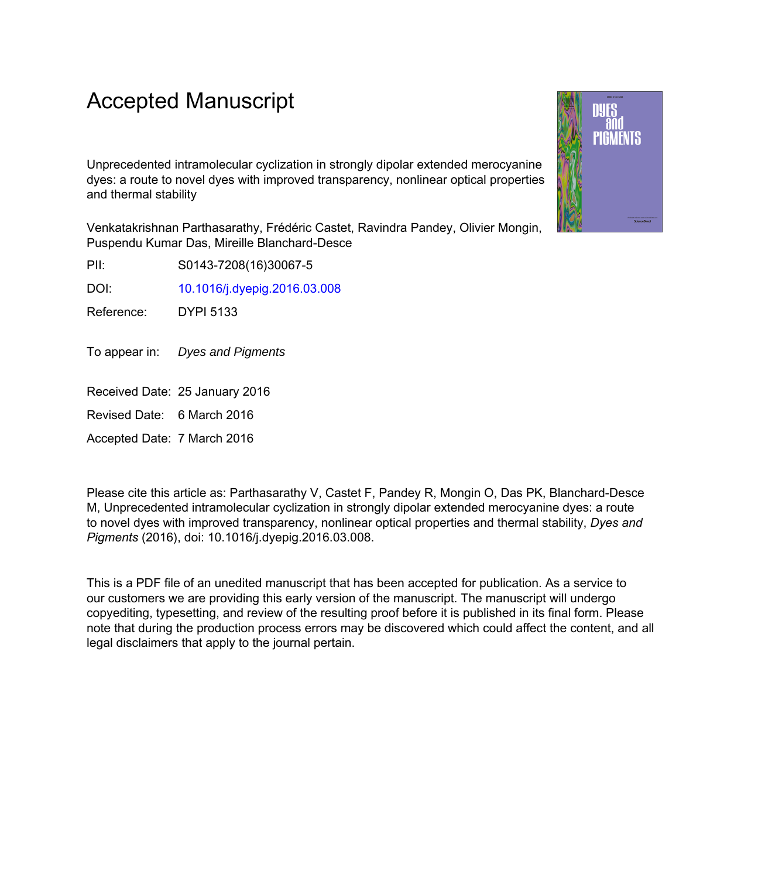# Accepted Manuscript

Unprecedented intramolecular cyclization in strongly dipolar extended merocyanine dyes: a route to novel dyes with improved transparency, nonlinear optical properties and thermal stability

Venkatakrishnan Parthasarathy, Frédéric Castet, Ravindra Pandey, Olivier Mongin, Puspendu Kumar Das, Mireille Blanchard-Desce

PII: S0143-7208(16)30067-5

DOI: 10.1016/j.dyepig.2016.03.008

Reference: DYPI 5133

To appear in: *Dyes and Pigments*

Received Date: 25 January 2016

Revised Date: 6 March 2016

Accepted Date: 7 March 2016

Please cite this article as: Parthasarathy V, Castet F, Pandey R, Mongin O, Das PK, Blanchard-Desce M, Unprecedented intramolecular cyclization in strongly dipolar extended merocyanine dyes: a route to novel dyes with improved transparency, nonlinear optical properties and thermal stability, *Dyes and Pigments* (2016), doi: 10.1016/j.dyepig.2016.03.008.

This is a PDF file of an unedited manuscript that has been accepted for publication. As a service to our customers we are providing this early version of the manuscript. The manuscript will undergo copyediting, typesetting, and review of the resulting proof before it is published in its final form. Please note that during the production process errors may be discovered which could affect the content, and all legal disclaimers that apply to the journal pertain.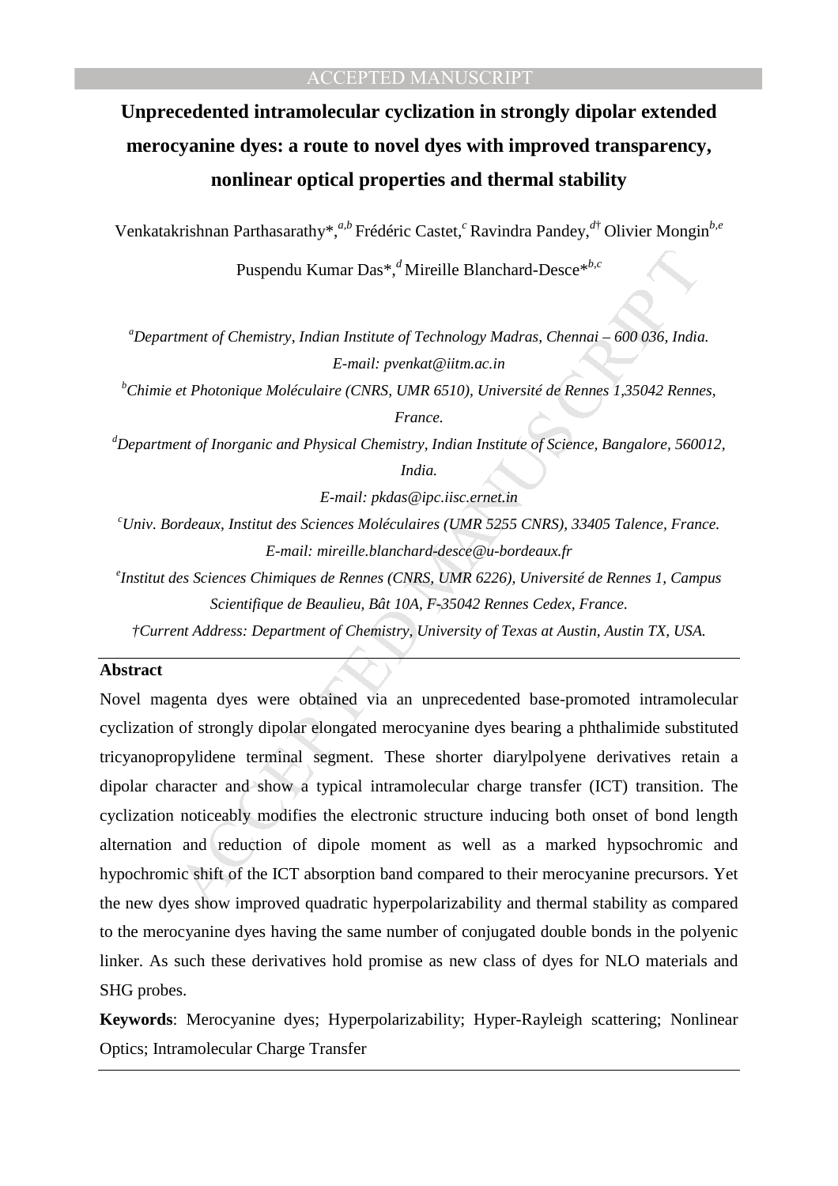# Unprecedented intramolecular cyclization in strongly dipolar extended merocyanine dyes: a route to novel dyes with improved transparency, nonlinear optical properties and thermal stability

Venkatakrishnan Parthasarathy*,[a,b] Frédéric Castet,[c] Ravindra Pandey,[d†] Olivier Mongin[b,e]

Puspendu Kumar Das*,[d] Mireille Blanchard-Desce*[b,c]

[a]*Department of Chemistry, Indian Institute of Technology Madras, Chennai – 600 036, India.*
*E-mail: pvenkat@iitm.ac.in*

[b]*Chimie et Photonique Moléculaire (CNRS, UMR 6510), Université de Rennes 1,35042 Rennes, France.*

[d]*Department of Inorganic and Physical Chemistry, Indian Institute of Science, Bangalore, 560012, India.*

*E-mail: pkdas@ipc.iisc.ernet.in*

[c]*Univ. Bordeaux, Institut des Sciences Moléculaires (UMR 5255 CNRS), 33405 Talence, France.*
*E-mail: mireille.blanchard-desce@u-bordeaux.fr*

[e]*Institut des Sciences Chimiques de Rennes (CNRS, UMR 6226), Université de Rennes 1, Campus Scientifique de Beaulieu, Bât 10A, F-35042 Rennes Cedex, France.*

†*Current Address: Department of Chemistry, University of Texas at Austin, Austin TX, USA.*

## Abstract

Novel magenta dyes were obtained via an unprecedented base-promoted intramolecular cyclization of strongly dipolar elongated merocyanine dyes bearing a phthalimide substituted tricyanopropylidene terminal segment. These shorter diarylpolyene derivatives retain a dipolar character and show a typical intramolecular charge transfer (ICT) transition. The cyclization noticeably modifies the electronic structure inducing both onset of bond length alternation and reduction of dipole moment as well as a marked hypsochromic and hypochromic shift of the ICT absorption band compared to their merocyanine precursors. Yet the new dyes show improved quadratic hyperpolarizability and thermal stability as compared to the merocyanine dyes having the same number of conjugated double bonds in the polyenic linker. As such these derivatives hold promise as new class of dyes for NLO materials and SHG probes.

**Keywords**: Merocyanine dyes; Hyperpolarizability; Hyper-Rayleigh scattering; Nonlinear Optics; Intramolecular Charge Transfer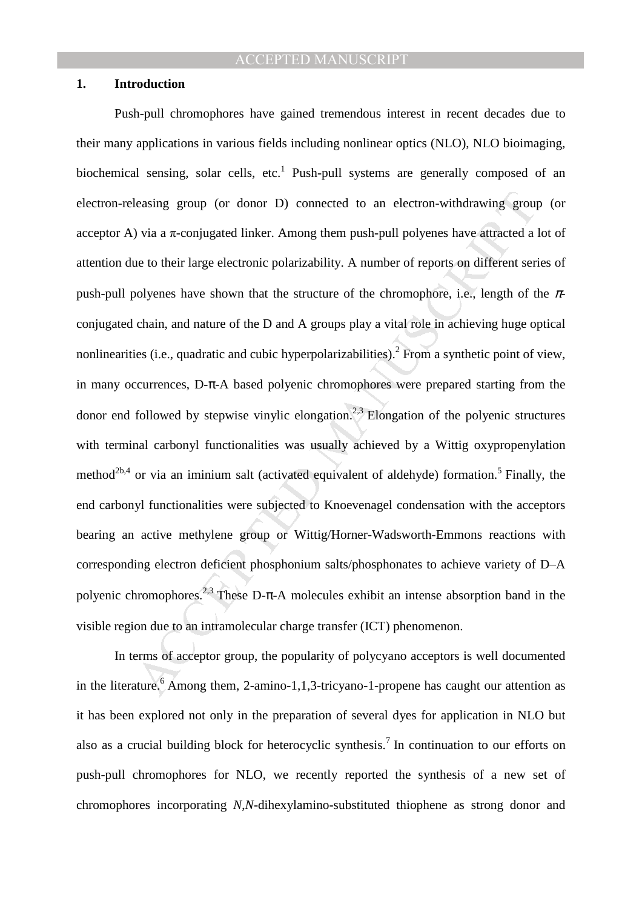## 1. Introduction

Push-pull chromophores have gained tremendous interest in recent decades due to their many applications in various fields including nonlinear optics (NLO), NLO bioimaging, biochemical sensing, solar cells, etc.[1] Push-pull systems are generally composed of an electron-releasing group (or donor D) connected to an electron-withdrawing group (or acceptor A) via a π-conjugated linker. Among them push-pull polyenes have attracted a lot of attention due to their large electronic polarizability. A number of reports on different series of push-pull polyenes have shown that the structure of the chromophore, i.e., length of the *π*-conjugated chain, and nature of the D and A groups play a vital role in achieving huge optical nonlinearities (i.e., quadratic and cubic hyperpolarizabilities).[2] From a synthetic point of view, in many occurrences, D-π-A based polyenic chromophores were prepared starting from the donor end followed by stepwise vinylic elongation.[2,3] Elongation of the polyenic structures with terminal carbonyl functionalities was usually achieved by a Wittig oxypropenylation method[2b,4] or via an iminium salt (activated equivalent of aldehyde) formation.[5] Finally, the end carbonyl functionalities were subjected to Knoevenagel condensation with the acceptors bearing an active methylene group or Wittig/Horner-Wadsworth-Emmons reactions with corresponding electron deficient phosphonium salts/phosphonates to achieve variety of D–A polyenic chromophores.[2,3] These D-π-A molecules exhibit an intense absorption band in the visible region due to an intramolecular charge transfer (ICT) phenomenon.

In terms of acceptor group, the popularity of polycyano acceptors is well documented in the literature.[6] Among them, 2-amino-1,1,3-tricyano-1-propene has caught our attention as it has been explored not only in the preparation of several dyes for application in NLO but also as a crucial building block for heterocyclic synthesis.[7] In continuation to our efforts on push-pull chromophores for NLO, we recently reported the synthesis of a new set of chromophores incorporating *N*,*N*-dihexylamino-substituted thiophene as strong donor and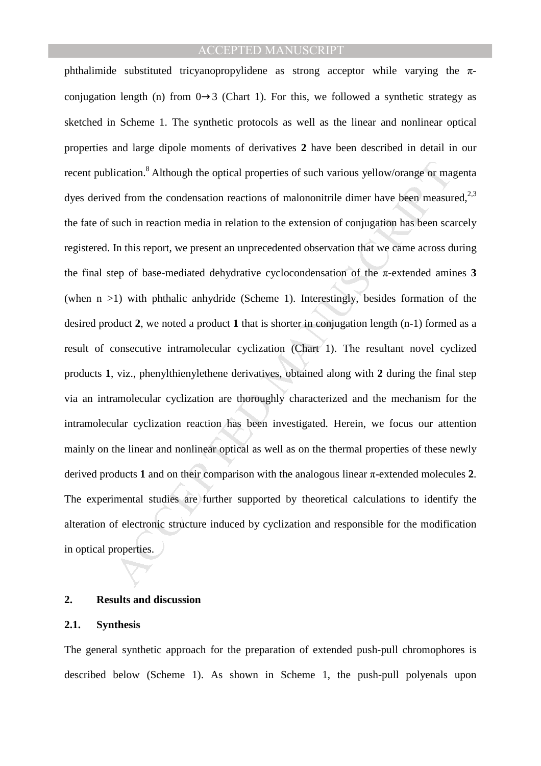phthalimide substituted tricyanopropylidene as strong acceptor while varying the π-conjugation length (n) from 0→3 (Chart 1). For this, we followed a synthetic strategy as sketched in Scheme 1. The synthetic protocols as well as the linear and nonlinear optical properties and large dipole moments of derivatives **2** have been described in detail in our recent publication.[8] Although the optical properties of such various yellow/orange or magenta dyes derived from the condensation reactions of malononitrile dimer have been measured,[2,3] the fate of such in reaction media in relation to the extension of conjugation has been scarcely registered. In this report, we present an unprecedented observation that we came across during the final step of base-mediated dehydrative cyclocondensation of the π-extended amines **3** (when n >1) with phthalic anhydride (Scheme 1). Interestingly, besides formation of the desired product **2**, we noted a product **1** that is shorter in conjugation length (n-1) formed as a result of consecutive intramolecular cyclization (Chart 1). The resultant novel cyclized products **1**, viz., phenylthienylethene derivatives, obtained along with **2** during the final step via an intramolecular cyclization are thoroughly characterized and the mechanism for the intramolecular cyclization reaction has been investigated. Herein, we focus our attention mainly on the linear and nonlinear optical as well as on the thermal properties of these newly derived products **1** and on their comparison with the analogous linear π-extended molecules **2**. The experimental studies are further supported by theoretical calculations to identify the alteration of electronic structure induced by cyclization and responsible for the modification in optical properties.

## 2. Results and discussion

### 2.1. Synthesis

The general synthetic approach for the preparation of extended push-pull chromophores is described below (Scheme 1). As shown in Scheme 1, the push-pull polyenals upon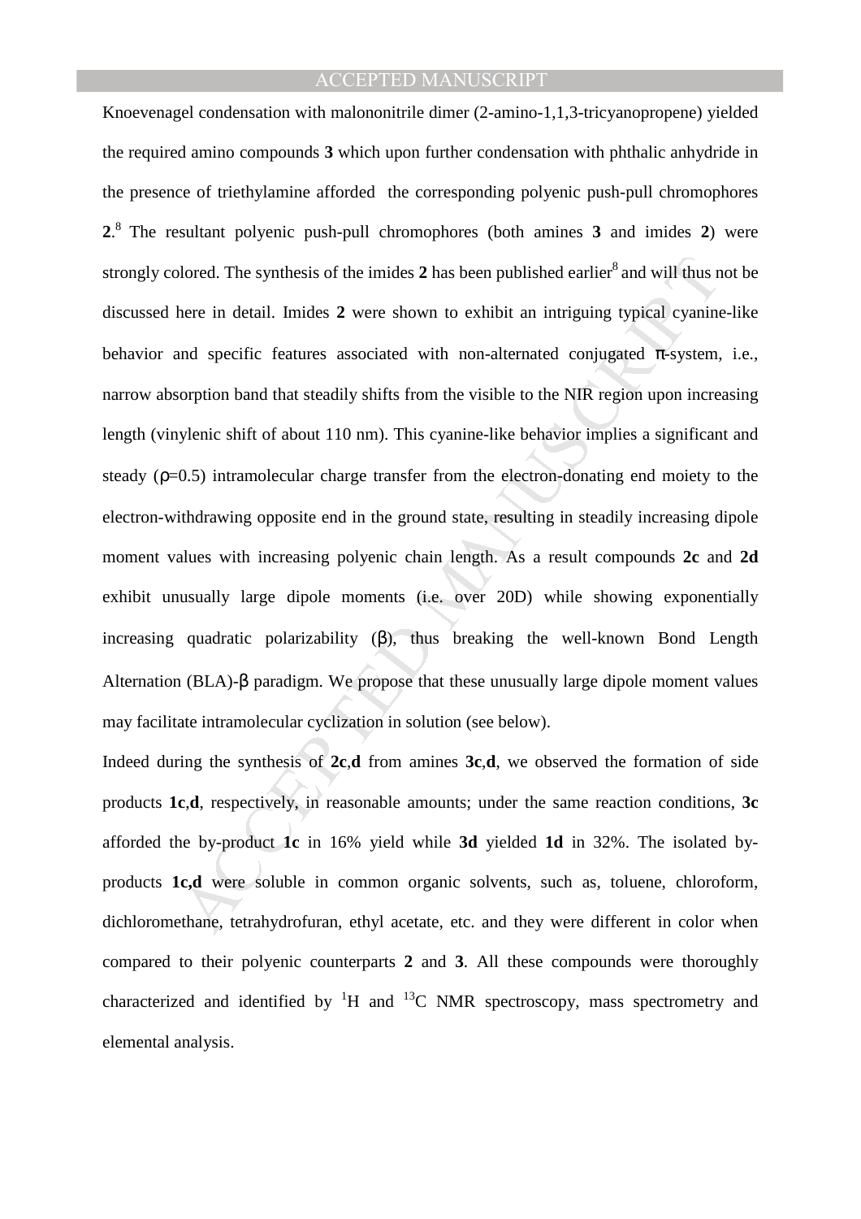Knoevenagel condensation with malononitrile dimer (2-amino-1,1,3-tricyanopropene) yielded the required amino compounds **3** which upon further condensation with phthalic anhydride in the presence of triethylamine afforded the corresponding polyenic push-pull chromophores **2**.[8] The resultant polyenic push-pull chromophores (both amines **3** and imides **2**) were strongly colored. The synthesis of the imides **2** has been published earlier[8] and will thus not be discussed here in detail. Imides **2** were shown to exhibit an intriguing typical cyanine-like behavior and specific features associated with non-alternated conjugated π-system, i.e., narrow absorption band that steadily shifts from the visible to the NIR region upon increasing length (vinylenic shift of about 110 nm). This cyanine-like behavior implies a significant and steady ($\rho$=0.5) intramolecular charge transfer from the electron-donating end moiety to the electron-withdrawing opposite end in the ground state, resulting in steadily increasing dipole moment values with increasing polyenic chain length. As a result compounds **2c** and **2d** exhibit unusually large dipole moments (i.e. over 20D) while showing exponentially increasing quadratic polarizability ($\beta$), thus breaking the well-known Bond Length Alternation (BLA)-$\beta$ paradigm. We propose that these unusually large dipole moment values may facilitate intramolecular cyclization in solution (see below).

Indeed during the synthesis of **2c**,**d** from amines **3c**,**d**, we observed the formation of side products **1c**,**d**, respectively, in reasonable amounts; under the same reaction conditions, **3c** afforded the by-product **1c** in 16% yield while **3d** yielded **1d** in 32%. The isolated by-products **1c,d** were soluble in common organic solvents, such as, toluene, chloroform, dichloromethane, tetrahydrofuran, ethyl acetate, etc. and they were different in color when compared to their polyenic counterparts **2** and **3**. All these compounds were thoroughly characterized and identified by $^{1}$H and $^{13}$C NMR spectroscopy, mass spectrometry and elemental analysis.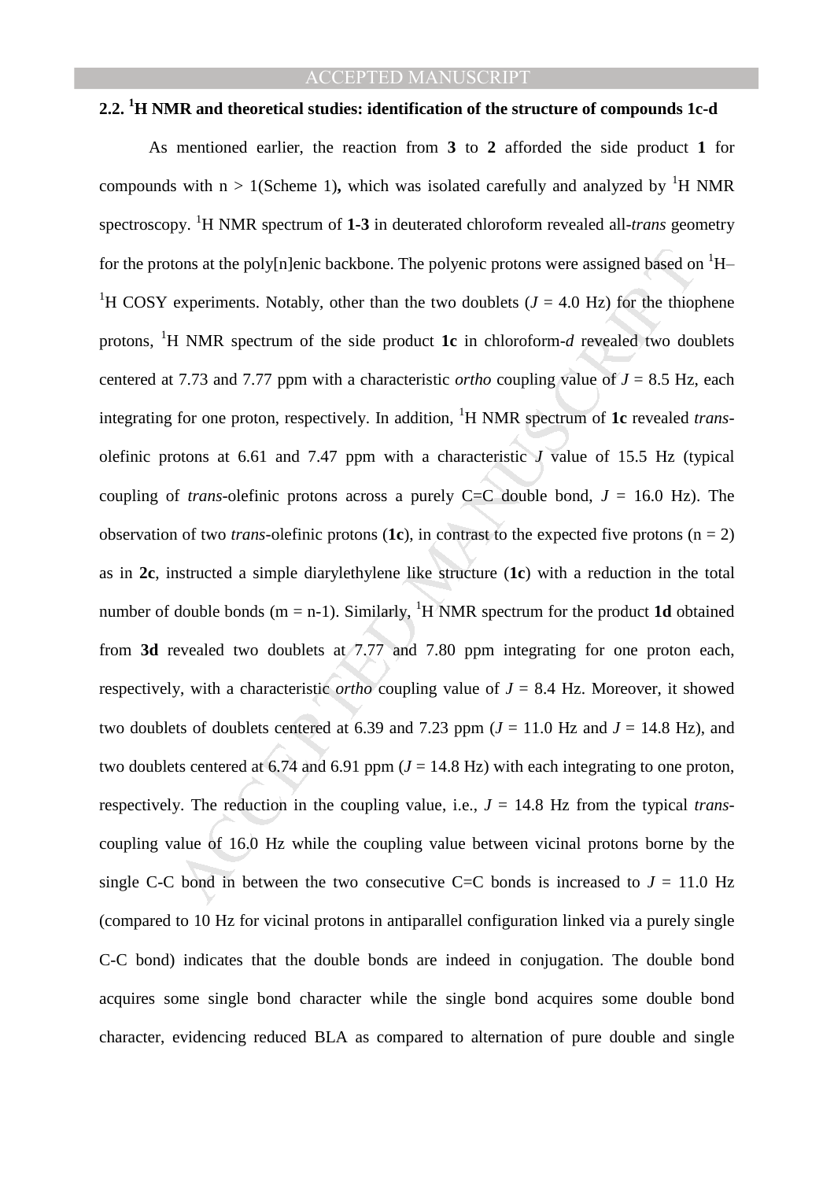## 2.2. $^1$H NMR and theoretical studies: identification of the structure of compounds 1c-d

As mentioned earlier, the reaction from **3** to **2** afforded the side product **1** for compounds with $n > 1$(Scheme 1), which was isolated carefully and analyzed by $^1$H NMR spectroscopy. $^1$H NMR spectrum of **1-3** in deuterated chloroform revealed all-*trans* geometry for the protons at the poly[n]enic backbone. The polyenic protons were assigned based on $^1$H–$^1$H COSY experiments. Notably, other than the two doublets ($J$ = 4.0 Hz) for the thiophene protons, $^1$H NMR spectrum of the side product **1c** in chloroform-*d* revealed two doublets centered at 7.73 and 7.77 ppm with a characteristic *ortho* coupling value of $J$ = 8.5 Hz, each integrating for one proton, respectively. In addition, $^1$H NMR spectrum of **1c** revealed *trans*-olefinic protons at 6.61 and 7.47 ppm with a characteristic $J$ value of 15.5 Hz (typical coupling of *trans*-olefinic protons across a purely C=C double bond, $J$ = 16.0 Hz). The observation of two *trans*-olefinic protons (**1c**), in contrast to the expected five protons ($n = 2$) as in **2c**, instructed a simple diarylethylene like structure (**1c**) with a reduction in the total number of double bonds ($m = n-1$). Similarly, $^1$H NMR spectrum for the product **1d** obtained from **3d** revealed two doublets at 7.77 and 7.80 ppm integrating for one proton each, respectively, with a characteristic *ortho* coupling value of $J$ = 8.4 Hz. Moreover, it showed two doublets of doublets centered at 6.39 and 7.23 ppm ($J$ = 11.0 Hz and $J$ = 14.8 Hz), and two doublets centered at 6.74 and 6.91 ppm ($J$ = 14.8 Hz) with each integrating to one proton, respectively. The reduction in the coupling value, i.e., $J$ = 14.8 Hz from the typical *trans*-coupling value of 16.0 Hz while the coupling value between vicinal protons borne by the single C-C bond in between the two consecutive C=C bonds is increased to $J$ = 11.0 Hz (compared to 10 Hz for vicinal protons in antiparallel configuration linked via a purely single C-C bond) indicates that the double bonds are indeed in conjugation. The double bond acquires some single bond character while the single bond acquires some double bond character, evidencing reduced BLA as compared to alternation of pure double and single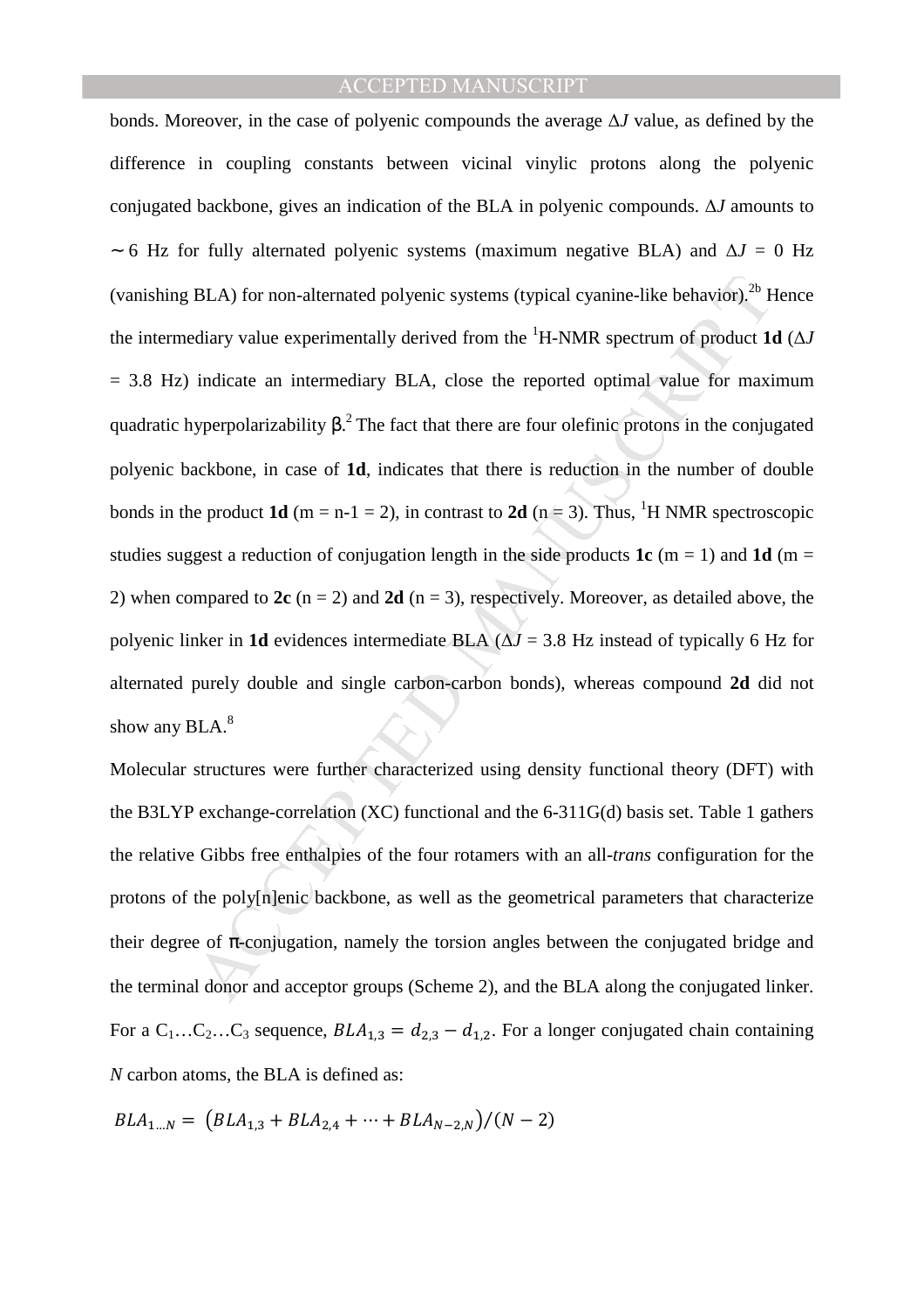bonds. Moreover, in the case of polyenic compounds the average $\Delta J$ value, as defined by the difference in coupling constants between vicinal vinylic protons along the polyenic conjugated backbone, gives an indication of the BLA in polyenic compounds. $\Delta J$ amounts to $\sim$6 Hz for fully alternated polyenic systems (maximum negative BLA) and $\Delta J$ = 0 Hz (vanishing BLA) for non-alternated polyenic systems (typical cyanine-like behavior).[2b] Hence the intermediary value experimentally derived from the $^1$H-NMR spectrum of product **1d** ($\Delta J$ = 3.8 Hz) indicate an intermediary BLA, close the reported optimal value for maximum quadratic hyperpolarizability β.[2] The fact that there are four olefinic protons in the conjugated polyenic backbone, in case of **1d**, indicates that there is reduction in the number of double bonds in the product **1d** (m = n-1 = 2), in contrast to **2d** (n = 3). Thus, $^1$H NMR spectroscopic studies suggest a reduction of conjugation length in the side products **1c** (m = 1) and **1d** (m = 2) when compared to **2c** (n = 2) and **2d** (n = 3), respectively. Moreover, as detailed above, the polyenic linker in **1d** evidences intermediate BLA ($\Delta J$ = 3.8 Hz instead of typically 6 Hz for alternated purely double and single carbon-carbon bonds), whereas compound **2d** did not show any BLA.[8]

Molecular structures were further characterized using density functional theory (DFT) with the B3LYP exchange-correlation (XC) functional and the 6-311G(d) basis set. Table 1 gathers the relative Gibbs free enthalpies of the four rotamers with an all-*trans* configuration for the protons of the poly[n]enic backbone, as well as the geometrical parameters that characterize their degree of π-conjugation, namely the torsion angles between the conjugated bridge and the terminal donor and acceptor groups (Scheme 2), and the BLA along the conjugated linker. For a $C_1 \ldots C_2 \ldots C_3$ sequence, $BLA_{1,3} = d_{2,3} - d_{1,2}$. For a longer conjugated chain containing *N* carbon atoms, the BLA is defined as:

$$BLA_{1 \ldots N} = \left(BLA_{1,3} + BLA_{2,4} + \cdots + BLA_{N-2,N}\right)/(N-2)$$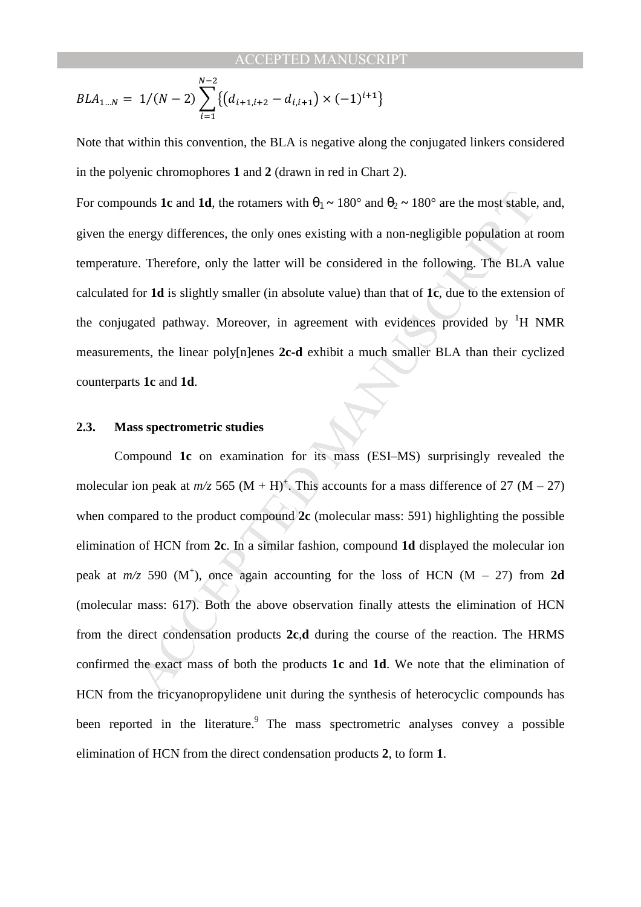$$BLA_{1...N} = 1/(N-2)\sum_{i=1}^{N-2}\{(d_{i+1,i+2} - d_{i,i+1}) \times (-1)^{i+1}\}$$

Note that within this convention, the BLA is negative along the conjugated linkers considered in the polyenic chromophores **1** and **2** (drawn in red in Chart 2).

For compounds **1c** and **1d**, the rotamers with $\theta_1 \sim 180°$ and $\theta_2 \sim 180°$ are the most stable, and, given the energy differences, the only ones existing with a non-negligible population at room temperature. Therefore, only the latter will be considered in the following. The BLA value calculated for **1d** is slightly smaller (in absolute value) than that of **1c**, due to the extension of the conjugated pathway. Moreover, in agreement with evidences provided by $^1$H NMR measurements, the linear poly[n]enes **2c-d** exhibit a much smaller BLA than their cyclized counterparts **1c** and **1d**.

### 2.3. Mass spectrometric studies

Compound **1c** on examination for its mass (ESI–MS) surprisingly revealed the molecular ion peak at *m/z* 565 $(M + H)^+$. This accounts for a mass difference of 27 (M – 27) when compared to the product compound **2c** (molecular mass: 591) highlighting the possible elimination of HCN from **2c**. In a similar fashion, compound **1d** displayed the molecular ion peak at *m/z* 590 $(M^+)$, once again accounting for the loss of HCN (M – 27) from **2d** (molecular mass: 617). Both the above observation finally attests the elimination of HCN from the direct condensation products **2c**,**d** during the course of the reaction. The HRMS confirmed the exact mass of both the products **1c** and **1d**. We note that the elimination of HCN from the tricyanopropylidene unit during the synthesis of heterocyclic compounds has been reported in the literature.[9] The mass spectrometric analyses convey a possible elimination of HCN from the direct condensation products **2**, to form **1**.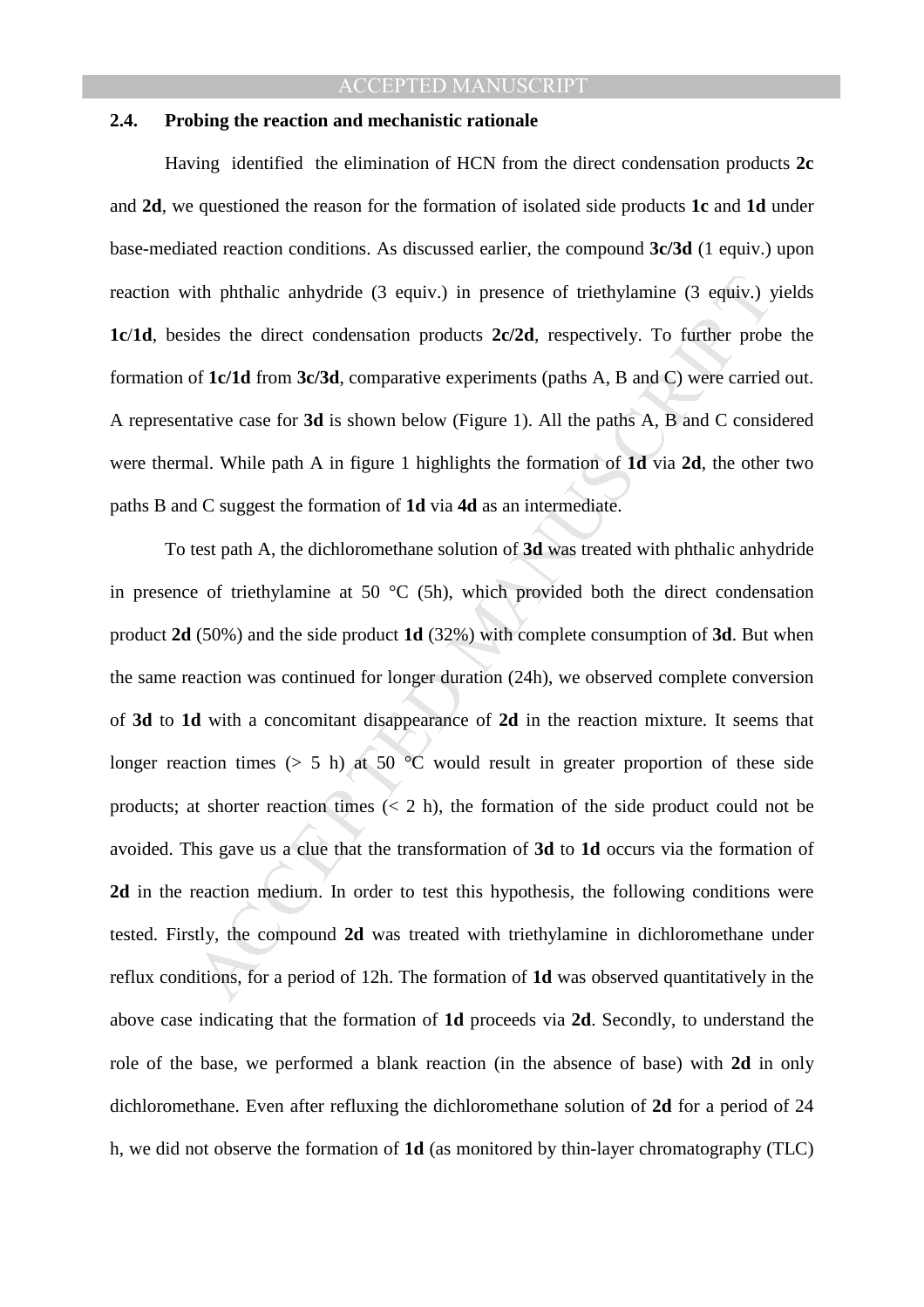### 2.4. Probing the reaction and mechanistic rationale

Having identified the elimination of HCN from the direct condensation products **2c** and **2d**, we questioned the reason for the formation of isolated side products **1c** and **1d** under base-mediated reaction conditions. As discussed earlier, the compound **3c/3d** (1 equiv.) upon reaction with phthalic anhydride (3 equiv.) in presence of triethylamine (3 equiv.) yields **1c**/**1d**, besides the direct condensation products **2c/2d**, respectively. To further probe the formation of **1c/1d** from **3c/3d**, comparative experiments (paths A, B and C) were carried out. A representative case for **3d** is shown below (Figure 1). All the paths A, B and C considered were thermal. While path A in figure 1 highlights the formation of **1d** via **2d**, the other two paths B and C suggest the formation of **1d** via **4d** as an intermediate.

To test path A, the dichloromethane solution of **3d** was treated with phthalic anhydride in presence of triethylamine at 50 °C (5h), which provided both the direct condensation product **2d** (50%) and the side product **1d** (32%) with complete consumption of **3d**. But when the same reaction was continued for longer duration (24h), we observed complete conversion of **3d** to **1d** with a concomitant disappearance of **2d** in the reaction mixture. It seems that longer reaction times (> 5 h) at 50 °C would result in greater proportion of these side products; at shorter reaction times (< 2 h), the formation of the side product could not be avoided. This gave us a clue that the transformation of **3d** to **1d** occurs via the formation of **2d** in the reaction medium. In order to test this hypothesis, the following conditions were tested. Firstly, the compound **2d** was treated with triethylamine in dichloromethane under reflux conditions, for a period of 12h. The formation of **1d** was observed quantitatively in the above case indicating that the formation of **1d** proceeds via **2d**. Secondly, to understand the role of the base, we performed a blank reaction (in the absence of base) with **2d** in only dichloromethane. Even after refluxing the dichloromethane solution of **2d** for a period of 24 h, we did not observe the formation of **1d** (as monitored by thin-layer chromatography (TLC)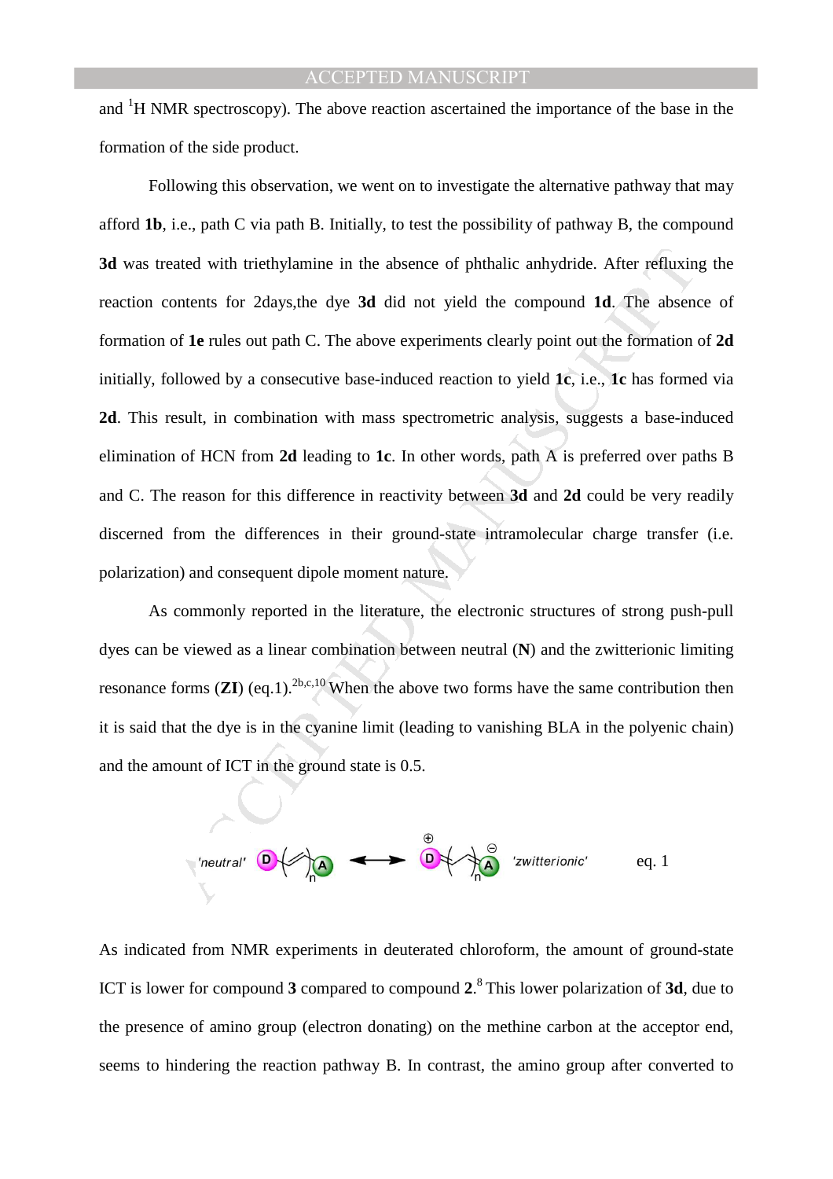and $^{1}$H NMR spectroscopy). The above reaction ascertained the importance of the base in the formation of the side product.

Following this observation, we went on to investigate the alternative pathway that may afford **1b**, i.e., path C via path B. Initially, to test the possibility of pathway B, the compound **3d** was treated with triethylamine in the absence of phthalic anhydride. After refluxing the reaction contents for 2days,the dye **3d** did not yield the compound **1d**. The absence of formation of **1e** rules out path C. The above experiments clearly point out the formation of **2d** initially, followed by a consecutive base-induced reaction to yield **1c**, i.e., **1c** has formed via **2d**. This result, in combination with mass spectrometric analysis, suggests a base-induced elimination of HCN from **2d** leading to **1c**. In other words, path A is preferred over paths B and C. The reason for this difference in reactivity between **3d** and **2d** could be very readily discerned from the differences in their ground-state intramolecular charge transfer (i.e. polarization) and consequent dipole moment nature.

As commonly reported in the literature, the electronic structures of strong push-pull dyes can be viewed as a linear combination between neutral (**N**) and the zwitterionic limiting resonance forms (**ZI**) (eq.1).[2b,c,10] When the above two forms have the same contribution then it is said that the dye is in the cyanine limit (leading to vanishing BLA in the polyenic chain) and the amount of ICT in the ground state is 0.5.

'neutral' D–(CH=CH)$_n$–A ⟷ $D^{\oplus}$=(CH–CH)$_n$=$A^{\ominus}$ 'zwitterionic' eq. 1

As indicated from NMR experiments in deuterated chloroform, the amount of ground-state ICT is lower for compound **3** compared to compound **2**.[8] This lower polarization of **3d**, due to the presence of amino group (electron donating) on the methine carbon at the acceptor end, seems to hindering the reaction pathway B. In contrast, the amino group after converted to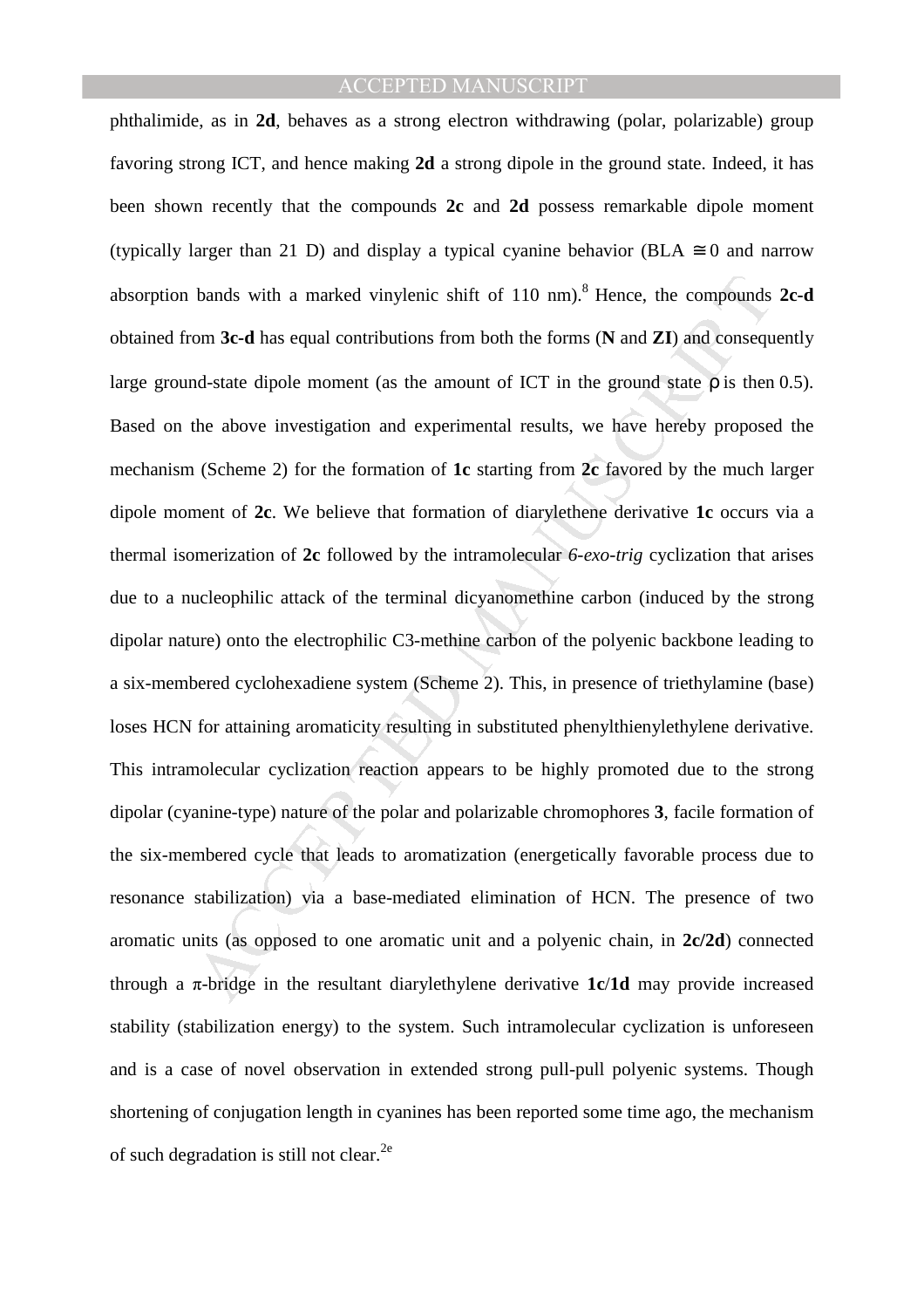phthalimide, as in **2d**, behaves as a strong electron withdrawing (polar, polarizable) group favoring strong ICT, and hence making **2d** a strong dipole in the ground state. Indeed, it has been shown recently that the compounds **2c** and **2d** possess remarkable dipole moment (typically larger than 21 D) and display a typical cyanine behavior (BLA $\cong 0$ and narrow absorption bands with a marked vinylenic shift of 110 nm).[8] Hence, the compounds **2c-d** obtained from **3c-d** has equal contributions from both the forms (**N** and **ZI**) and consequently large ground-state dipole moment (as the amount of ICT in the ground state $\rho$ is then 0.5). Based on the above investigation and experimental results, we have hereby proposed the mechanism (Scheme 2) for the formation of **1c** starting from **2c** favored by the much larger dipole moment of **2c**. We believe that formation of diarylethene derivative **1c** occurs via a thermal isomerization of **2c** followed by the intramolecular *6-exo-trig* cyclization that arises due to a nucleophilic attack of the terminal dicyanomethine carbon (induced by the strong dipolar nature) onto the electrophilic C3-methine carbon of the polyenic backbone leading to a six-membered cyclohexadiene system (Scheme 2). This, in presence of triethylamine (base) loses HCN for attaining aromaticity resulting in substituted phenylthienylethylene derivative. This intramolecular cyclization reaction appears to be highly promoted due to the strong dipolar (cyanine-type) nature of the polar and polarizable chromophores **3**, facile formation of the six-membered cycle that leads to aromatization (energetically favorable process due to resonance stabilization) via a base-mediated elimination of HCN. The presence of two aromatic units (as opposed to one aromatic unit and a polyenic chain, in **2c/2d**) connected through a $\pi$-bridge in the resultant diarylethylene derivative **1c**/**1d** may provide increased stability (stabilization energy) to the system. Such intramolecular cyclization is unforeseen and is a case of novel observation in extended strong pull-pull polyenic systems. Though shortening of conjugation length in cyanines has been reported some time ago, the mechanism of such degradation is still not clear.[2e]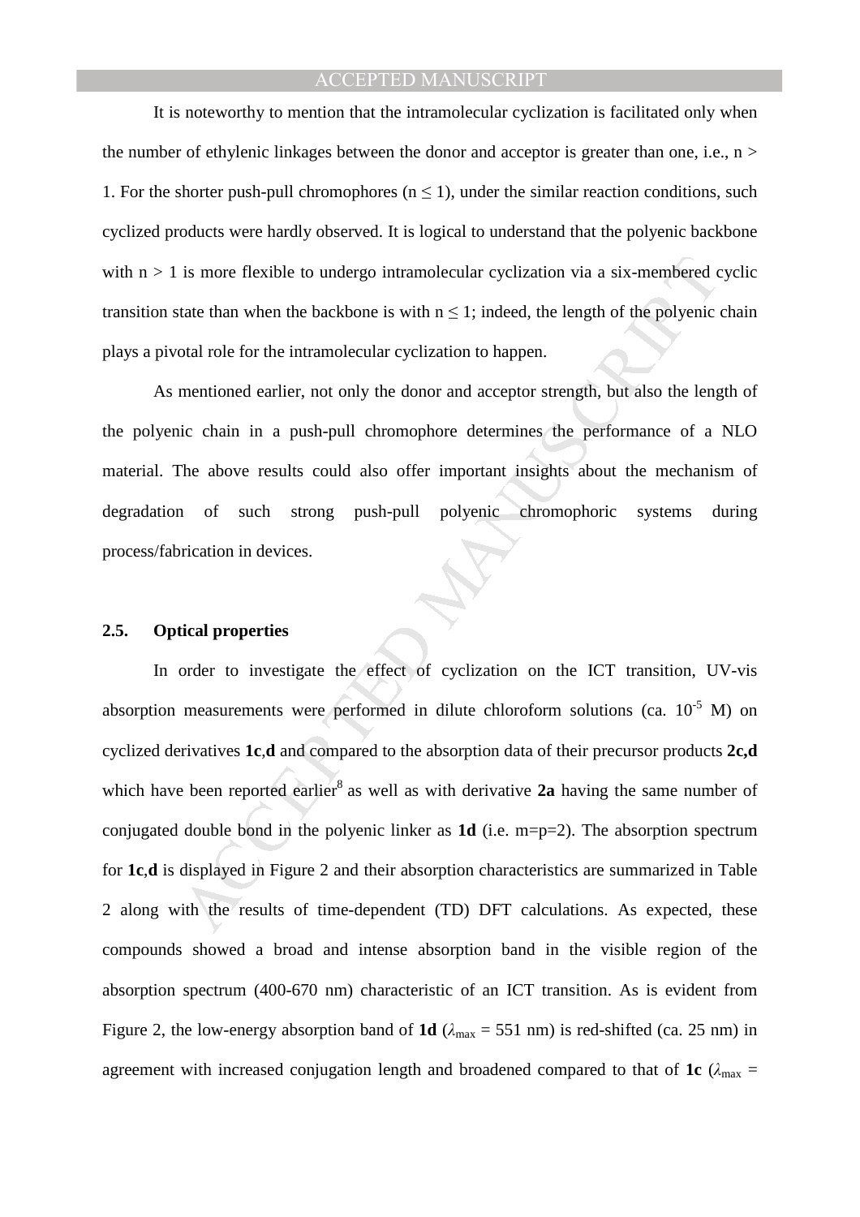It is noteworthy to mention that the intramolecular cyclization is facilitated only when the number of ethylenic linkages between the donor and acceptor is greater than one, i.e., $n > 1$. For the shorter push-pull chromophores ($n \leq 1$), under the similar reaction conditions, such cyclized products were hardly observed. It is logical to understand that the polyenic backbone with $n > 1$ is more flexible to undergo intramolecular cyclization via a six-membered cyclic transition state than when the backbone is with $n \leq 1$; indeed, the length of the polyenic chain plays a pivotal role for the intramolecular cyclization to happen.

As mentioned earlier, not only the donor and acceptor strength, but also the length of the polyenic chain in a push-pull chromophore determines the performance of a NLO material. The above results could also offer important insights about the mechanism of degradation of such strong push-pull polyenic chromophoric systems during process/fabrication in devices.

## 2.5. Optical properties

In order to investigate the effect of cyclization on the ICT transition, UV-vis absorption measurements were performed in dilute chloroform solutions (ca. $10^{-5}$ M) on cyclized derivatives **1c**,**d** and compared to the absorption data of their precursor products **2c,d** which have been reported earlier[8] as well as with derivative **2a** having the same number of conjugated double bond in the polyenic linker as **1d** (i.e. m=p=2). The absorption spectrum for **1c**,**d** is displayed in Figure 2 and their absorption characteristics are summarized in Table 2 along with the results of time-dependent (TD) DFT calculations. As expected, these compounds showed a broad and intense absorption band in the visible region of the absorption spectrum (400-670 nm) characteristic of an ICT transition. As is evident from Figure 2, the low-energy absorption band of **1d** ($\lambda_{max}$ = 551 nm) is red-shifted (ca. 25 nm) in agreement with increased conjugation length and broadened compared to that of **1c** ($\lambda_{max}$ =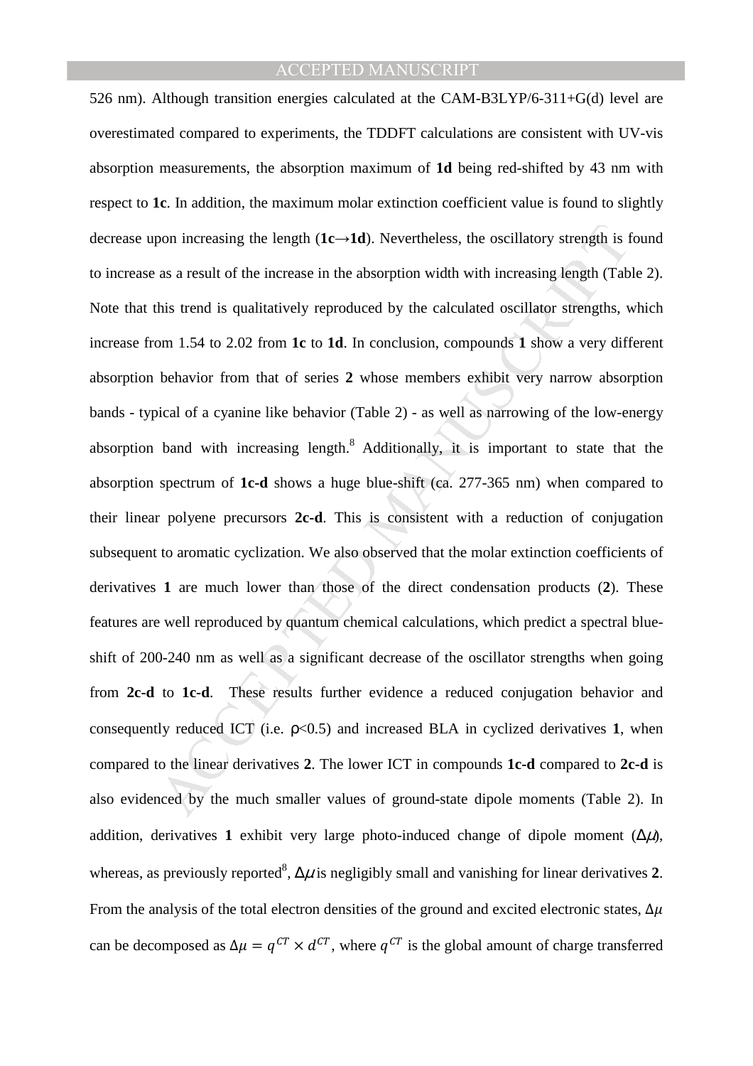526 nm). Although transition energies calculated at the CAM-B3LYP/6-311+G(d) level are overestimated compared to experiments, the TDDFT calculations are consistent with UV-vis absorption measurements, the absorption maximum of **1d** being red-shifted by 43 nm with respect to **1c**. In addition, the maximum molar extinction coefficient value is found to slightly decrease upon increasing the length (**1c→1d**). Nevertheless, the oscillatory strength is found to increase as a result of the increase in the absorption width with increasing length (Table 2). Note that this trend is qualitatively reproduced by the calculated oscillator strengths, which increase from 1.54 to 2.02 from **1c** to **1d**. In conclusion, compounds **1** show a very different absorption behavior from that of series **2** whose members exhibit very narrow absorption bands - typical of a cyanine like behavior (Table 2) - as well as narrowing of the low-energy absorption band with increasing length.[8] Additionally, it is important to state that the absorption spectrum of **1c-d** shows a huge blue-shift (ca. 277-365 nm) when compared to their linear polyene precursors **2c-d**. This is consistent with a reduction of conjugation subsequent to aromatic cyclization. We also observed that the molar extinction coefficients of derivatives **1** are much lower than those of the direct condensation products (**2**). These features are well reproduced by quantum chemical calculations, which predict a spectral blue-shift of 200-240 nm as well as a significant decrease of the oscillator strengths when going from **2c-d** to **1c-d**. These results further evidence a reduced conjugation behavior and consequently reduced ICT (i.e. $\rho<0.5$) and increased BLA in cyclized derivatives **1**, when compared to the linear derivatives **2**. The lower ICT in compounds **1c-d** compared to **2c-d** is also evidenced by the much smaller values of ground-state dipole moments (Table 2). In addition, derivatives **1** exhibit very large photo-induced change of dipole moment ($\Delta\mu$), whereas, as previously reported[8], $\Delta\mu$ is negligibly small and vanishing for linear derivatives **2**. From the analysis of the total electron densities of the ground and excited electronic states, $\Delta\mu$ can be decomposed as $\Delta\mu = q^{CT} \times d^{CT}$, where $q^{CT}$ is the global amount of charge transferred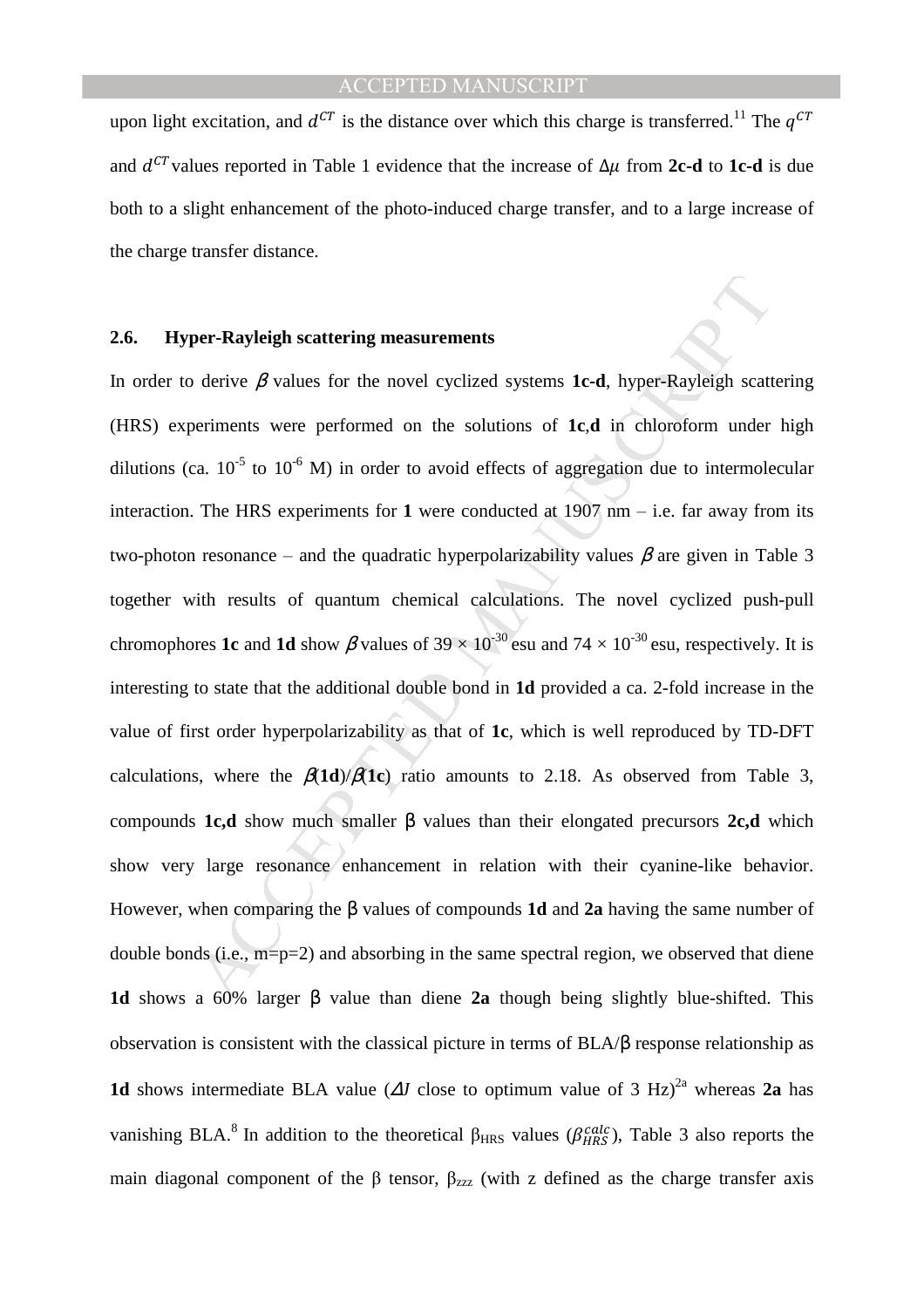upon light excitation, and $d^{CT}$ is the distance over which this charge is transferred.[11] The $q^{CT}$ and $d^{CT}$ values reported in Table 1 evidence that the increase of $\Delta\mu$ from **2c-d** to **1c-d** is due both to a slight enhancement of the photo-induced charge transfer, and to a large increase of the charge transfer distance.

### 2.6. Hyper-Rayleigh scattering measurements

In order to derive $\beta$ values for the novel cyclized systems **1c-d**, hyper-Rayleigh scattering (HRS) experiments were performed on the solutions of **1c**,**d** in chloroform under high dilutions (ca. $10^{-5}$ to $10^{-6}$ M) in order to avoid effects of aggregation due to intermolecular interaction. The HRS experiments for **1** were conducted at 1907 nm – i.e. far away from its two-photon resonance – and the quadratic hyperpolarizability values $\beta$ are given in Table 3 together with results of quantum chemical calculations. The novel cyclized push-pull chromophores **1c** and **1d** show $\beta$ values of $39 \times 10^{-30}$ esu and $74 \times 10^{-30}$ esu, respectively. It is interesting to state that the additional double bond in **1d** provided a ca. 2-fold increase in the value of first order hyperpolarizability as that of **1c**, which is well reproduced by TD-DFT calculations, where the $\beta$(**1d**)/$\beta$(**1c**) ratio amounts to 2.18. As observed from Table 3, compounds **1c,d** show much smaller β values than their elongated precursors **2c,d** which show very large resonance enhancement in relation with their cyanine-like behavior. However, when comparing the β values of compounds **1d** and **2a** having the same number of double bonds (i.e., m=p=2) and absorbing in the same spectral region, we observed that diene **1d** shows a 60% larger β value than diene **2a** though being slightly blue-shifted. This observation is consistent with the classical picture in terms of BLA/β response relationship as **1d** shows intermediate BLA value ($\Delta J$ close to optimum value of 3 Hz)[2a] whereas **2a** has vanishing BLA.[8] In addition to the theoretical $\beta_{HRS}$ values ($\beta_{HRS}^{calc}$), Table 3 also reports the main diagonal component of the β tensor, $\beta_{zzz}$ (with z defined as the charge transfer axis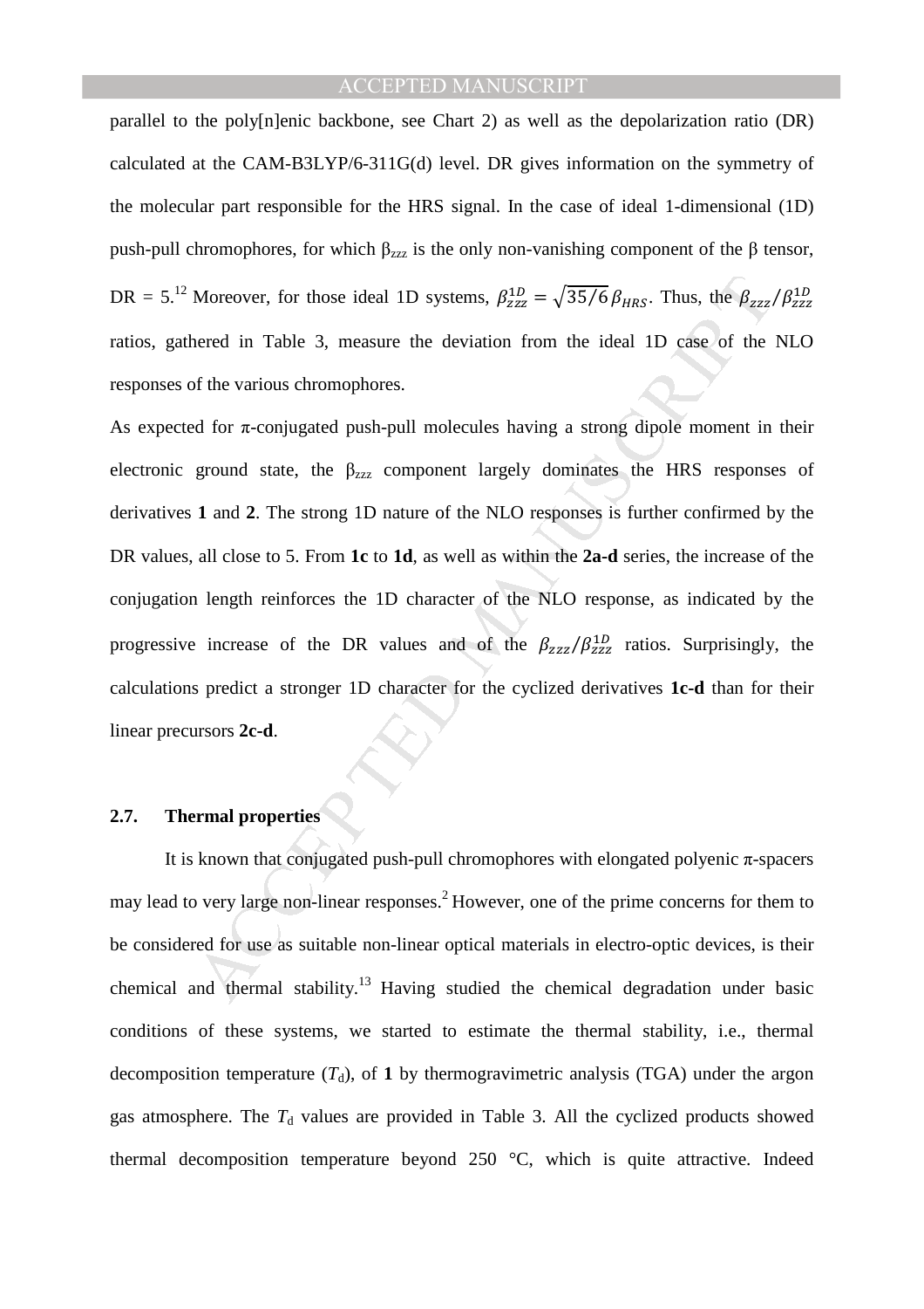parallel to the poly[n]enic backbone, see Chart 2) as well as the depolarization ratio (DR) calculated at the CAM-B3LYP/6-311G(d) level. DR gives information on the symmetry of the molecular part responsible for the HRS signal. In the case of ideal 1-dimensional (1D) push-pull chromophores, for which $\beta_{zzz}$ is the only non-vanishing component of the β tensor, DR = 5.[12] Moreover, for those ideal 1D systems, $\beta_{zzz}^{1D} = \sqrt{35/6}\,\beta_{HRS}$. Thus, the $\beta_{zzz}/\beta_{zzz}^{1D}$ ratios, gathered in Table 3, measure the deviation from the ideal 1D case of the NLO responses of the various chromophores.

As expected for π-conjugated push-pull molecules having a strong dipole moment in their electronic ground state, the $\beta_{zzz}$ component largely dominates the HRS responses of derivatives **1** and **2**. The strong 1D nature of the NLO responses is further confirmed by the DR values, all close to 5. From **1c** to **1d**, as well as within the **2a-d** series, the increase of the conjugation length reinforces the 1D character of the NLO response, as indicated by the progressive increase of the DR values and of the $\beta_{zzz}/\beta_{zzz}^{1D}$ ratios. Surprisingly, the calculations predict a stronger 1D character for the cyclized derivatives **1c-d** than for their linear precursors **2c-d**.

## 2.7. Thermal properties

It is known that conjugated push-pull chromophores with elongated polyenic π-spacers may lead to very large non-linear responses.[2] However, one of the prime concerns for them to be considered for use as suitable non-linear optical materials in electro-optic devices, is their chemical and thermal stability.[13] Having studied the chemical degradation under basic conditions of these systems, we started to estimate the thermal stability, i.e., thermal decomposition temperature ($T_d$), of **1** by thermogravimetric analysis (TGA) under the argon gas atmosphere. The $T_d$ values are provided in Table 3. All the cyclized products showed thermal decomposition temperature beyond 250 °C, which is quite attractive. Indeed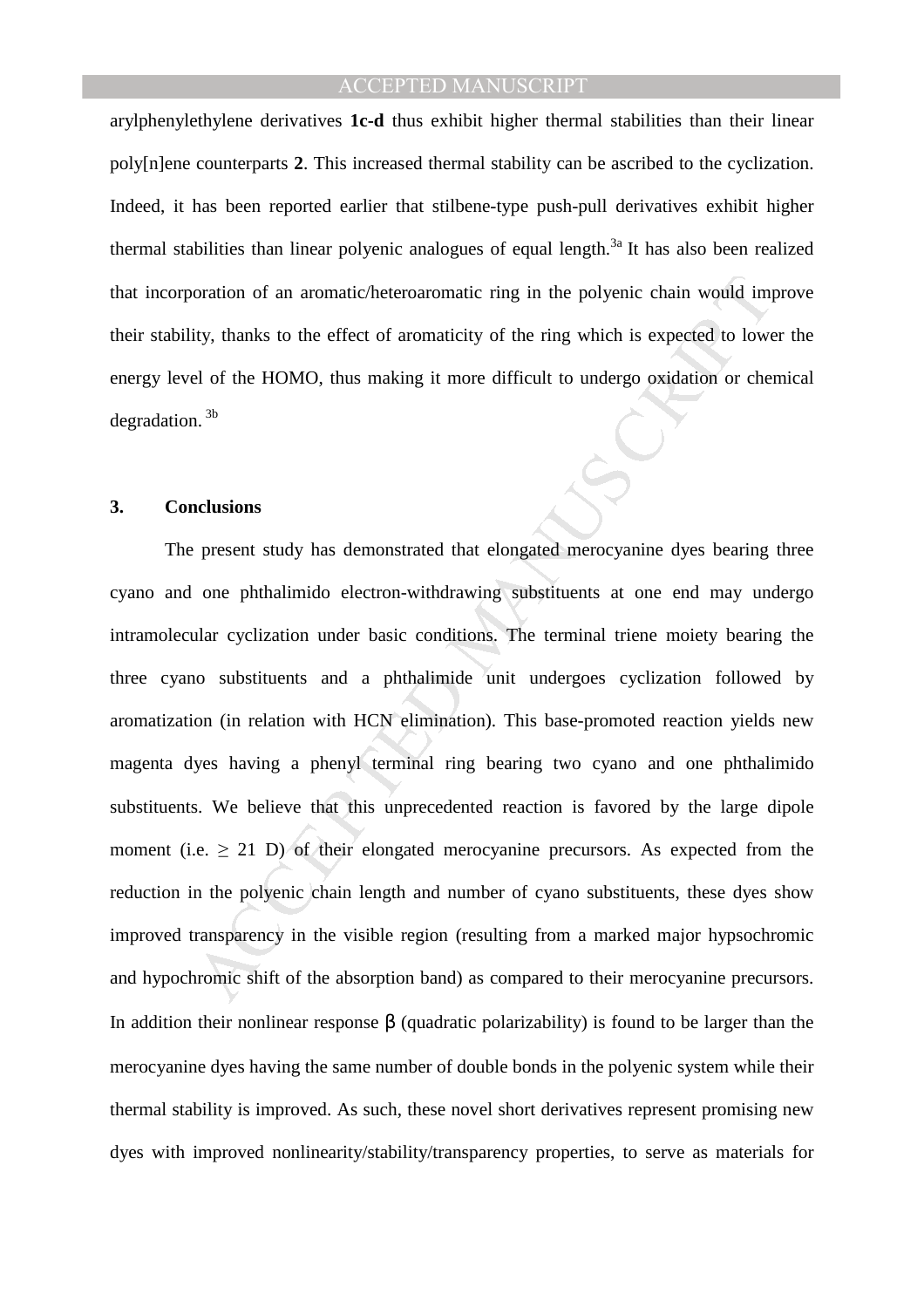arylphenylethylene derivatives **1c-d** thus exhibit higher thermal stabilities than their linear poly[n]ene counterparts **2**. This increased thermal stability can be ascribed to the cyclization. Indeed, it has been reported earlier that stilbene-type push-pull derivatives exhibit higher thermal stabilities than linear polyenic analogues of equal length.[3a] It has also been realized that incorporation of an aromatic/heteroaromatic ring in the polyenic chain would improve their stability, thanks to the effect of aromaticity of the ring which is expected to lower the energy level of the HOMO, thus making it more difficult to undergo oxidation or chemical degradation.[3b]

## 3. Conclusions

The present study has demonstrated that elongated merocyanine dyes bearing three cyano and one phthalimido electron-withdrawing substituents at one end may undergo intramolecular cyclization under basic conditions. The terminal triene moiety bearing the three cyano substituents and a phthalimide unit undergoes cyclization followed by aromatization (in relation with HCN elimination). This base-promoted reaction yields new magenta dyes having a phenyl terminal ring bearing two cyano and one phthalimido substituents. We believe that this unprecedented reaction is favored by the large dipole moment (i.e. $\geq$ 21 D) of their elongated merocyanine precursors. As expected from the reduction in the polyenic chain length and number of cyano substituents, these dyes show improved transparency in the visible region (resulting from a marked major hypsochromic and hypochromic shift of the absorption band) as compared to their merocyanine precursors. In addition their nonlinear response $\beta$ (quadratic polarizability) is found to be larger than the merocyanine dyes having the same number of double bonds in the polyenic system while their thermal stability is improved. As such, these novel short derivatives represent promising new dyes with improved nonlinearity/stability/transparency properties, to serve as materials for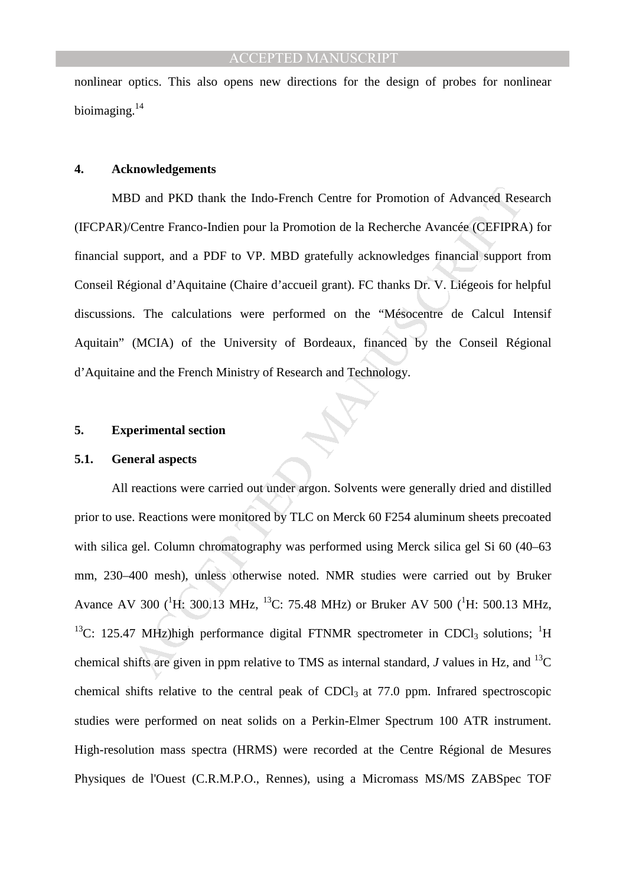nonlinear optics. This also opens new directions for the design of probes for nonlinear bioimaging.[14]

## 4. Acknowledgements

MBD and PKD thank the Indo-French Centre for Promotion of Advanced Research (IFCPAR)/Centre Franco-Indien pour la Promotion de la Recherche Avancée (CEFIPRA) for financial support, and a PDF to VP. MBD gratefully acknowledges financial support from Conseil Régional d'Aquitaine (Chaire d'accueil grant). FC thanks Dr. V. Liégeois for helpful discussions. The calculations were performed on the "Mésocentre de Calcul Intensif Aquitain" (MCIA) of the University of Bordeaux, financed by the Conseil Régional d'Aquitaine and the French Ministry of Research and Technology.

## 5. Experimental section

### 5.1. General aspects

All reactions were carried out under argon. Solvents were generally dried and distilled prior to use. Reactions were monitored by TLC on Merck 60 F254 aluminum sheets precoated with silica gel. Column chromatography was performed using Merck silica gel Si 60 (40–63 mm, 230–400 mesh), unless otherwise noted. NMR studies were carried out by Bruker Avance AV 300 ($^{1}$H: 300.13 MHz, $^{13}$C: 75.48 MHz) or Bruker AV 500 ($^{1}$H: 500.13 MHz, $^{13}$C: 125.47 MHz)high performance digital FTNMR spectrometer in $CDCl_3$ solutions; $^{1}$H chemical shifts are given in ppm relative to TMS as internal standard, *J* values in Hz, and $^{13}$C chemical shifts relative to the central peak of $CDCl_3$ at 77.0 ppm. Infrared spectroscopic studies were performed on neat solids on a Perkin-Elmer Spectrum 100 ATR instrument. High-resolution mass spectra (HRMS) were recorded at the Centre Régional de Mesures Physiques de l'Ouest (C.R.M.P.O., Rennes), using a Micromass MS/MS ZABSpec TOF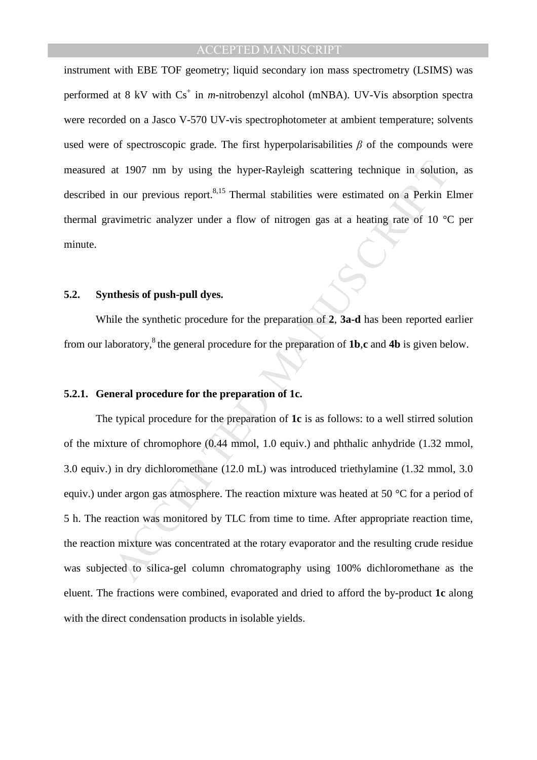instrument with EBE TOF geometry; liquid secondary ion mass spectrometry (LSIMS) was performed at 8 kV with $Cs^+$ in *m*-nitrobenzyl alcohol (mNBA). UV-Vis absorption spectra were recorded on a Jasco V-570 UV-vis spectrophotometer at ambient temperature; solvents used were of spectroscopic grade. The first hyperpolarisabilities $\beta$ of the compounds were measured at 1907 nm by using the hyper-Rayleigh scattering technique in solution, as described in our previous report.[8,15] Thermal stabilities were estimated on a Perkin Elmer thermal gravimetric analyzer under a flow of nitrogen gas at a heating rate of 10 °C per minute.

### 5.2. Synthesis of push-pull dyes.

While the synthetic procedure for the preparation of **2**, **3a-d** has been reported earlier from our laboratory,[8] the general procedure for the preparation of **1b**,**c** and **4b** is given below.

#### 5.2.1. General procedure for the preparation of 1c.

The typical procedure for the preparation of **1c** is as follows: to a well stirred solution of the mixture of chromophore (0.44 mmol, 1.0 equiv.) and phthalic anhydride (1.32 mmol, 3.0 equiv.) in dry dichloromethane (12.0 mL) was introduced triethylamine (1.32 mmol, 3.0 equiv.) under argon gas atmosphere. The reaction mixture was heated at 50 °C for a period of 5 h. The reaction was monitored by TLC from time to time. After appropriate reaction time, the reaction mixture was concentrated at the rotary evaporator and the resulting crude residue was subjected to silica-gel column chromatography using 100% dichloromethane as the eluent. The fractions were combined, evaporated and dried to afford the by-product **1c** along with the direct condensation products in isolable yields.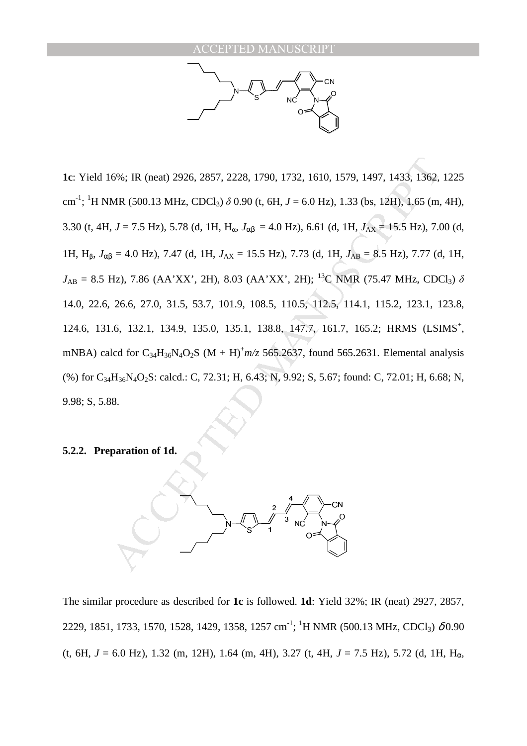**1c**: Yield 16%; IR (neat) 2926, 2857, 2228, 1790, 1732, 1610, 1579, 1497, 1433, 1362, 1225 cm$^{-1}$; $^{1}$H NMR (500.13 MHz, CDCl$_3$) $\delta$ 0.90 (t, 6H, $J$ = 6.0 Hz), 1.33 (bs, 12H), 1.65 (m, 4H), 3.30 (t, 4H, $J$ = 7.5 Hz), 5.78 (d, 1H, H$_\alpha$, $J_{\alpha\beta}$ = 4.0 Hz), 6.61 (d, 1H, $J_{AX}$ = 15.5 Hz), 7.00 (d, 1H, H$_\beta$, $J_{\alpha\beta}$ = 4.0 Hz), 7.47 (d, 1H, $J_{AX}$ = 15.5 Hz), 7.73 (d, 1H, $J_{AB}$ = 8.5 Hz), 7.77 (d, 1H, $J_{AB}$ = 8.5 Hz), 7.86 (AA'XX', 2H), 8.03 (AA'XX', 2H); $^{13}$C NMR (75.47 MHz, CDCl$_3$) $\delta$ 14.0, 22.6, 26.6, 27.0, 31.5, 53.7, 101.9, 108.5, 110.5, 112.5, 114.1, 115.2, 123.1, 123.8, 124.6, 131.6, 132.1, 134.9, 135.0, 135.1, 138.8, 147.7, 161.7, 165.2; HRMS (LSIMS$^+$, mNBA) calcd for $C_{34}H_{36}N_4O_2S$ $(M + H)^+$ $m/z$ 565.2637, found 565.2631. Elemental analysis (%) for $C_{34}H_{36}N_4O_2S$: calcd.: C, 72.31; H, 6.43; N, 9.92; S, 5.67; found: C, 72.01; H, 6.68; N, 9.98; S, 5.88.

### 5.2.2. Preparation of 1d.

The similar procedure as described for **1c** is followed. **1d**: Yield 32%; IR (neat) 2927, 2857, 2229, 1851, 1733, 1570, 1528, 1429, 1358, 1257 cm$^{-1}$; $^{1}$H NMR (500.13 MHz, CDCl$_3$) $\delta$ 0.90 (t, 6H, $J$ = 6.0 Hz), 1.32 (m, 12H), 1.64 (m, 4H), 3.27 (t, 4H, $J$ = 7.5 Hz), 5.72 (d, 1H, H$_\alpha$,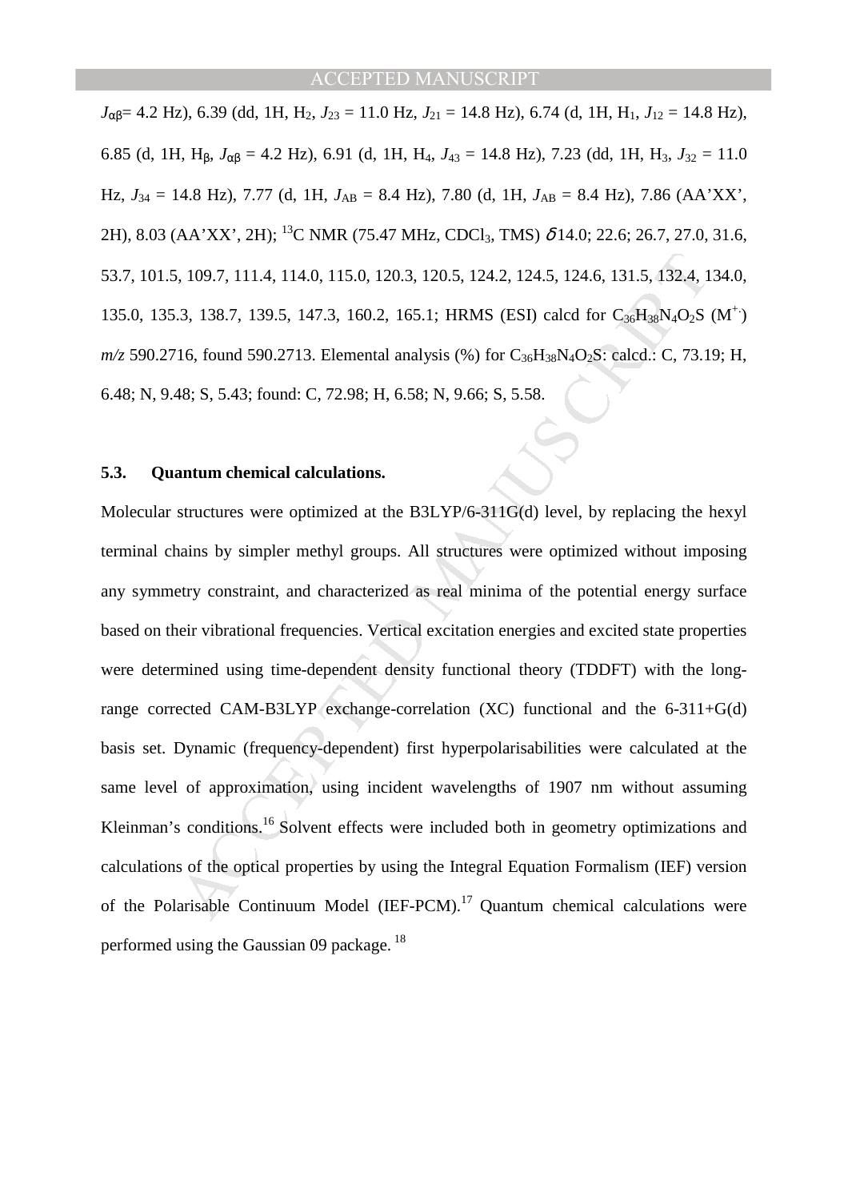$J_{\alpha\beta}$= 4.2 Hz), 6.39 (dd, 1H, $H_2$, $J_{23}$ = 11.0 Hz, $J_{21}$ = 14.8 Hz), 6.74 (d, 1H, $H_1$, $J_{12}$ = 14.8 Hz), 6.85 (d, 1H, $H_\beta$, $J_{\alpha\beta}$ = 4.2 Hz), 6.91 (d, 1H, $H_4$, $J_{43}$ = 14.8 Hz), 7.23 (dd, 1H, $H_3$, $J_{32}$ = 11.0 Hz, $J_{34}$ = 14.8 Hz), 7.77 (d, 1H, $J_{AB}$ = 8.4 Hz), 7.80 (d, 1H, $J_{AB}$ = 8.4 Hz), 7.86 (AA'XX', 2H), 8.03 (AA'XX', 2H); $^{13}$C NMR (75.47 MHz, $CDCl_3$, TMS) $\delta$ 14.0; 22.6; 26.7, 27.0, 31.6, 53.7, 101.5, 109.7, 111.4, 114.0, 115.0, 120.3, 120.5, 124.2, 124.5, 124.6, 131.5, 132.4, 134.0, 135.0, 135.3, 138.7, 139.5, 147.3, 160.2, 165.1; HRMS (ESI) calcd for $C_{36}H_{38}N_4O_2S$ ($M^{+\cdot}$) *m/z* 590.2716, found 590.2713. Elemental analysis (%) for $C_{36}H_{38}N_4O_2S$: calcd.: C, 73.19; H, 6.48; N, 9.48; S, 5.43; found: C, 72.98; H, 6.58; N, 9.66; S, 5.58.

### 5.3. Quantum chemical calculations.

Molecular structures were optimized at the B3LYP/6-311G(d) level, by replacing the hexyl terminal chains by simpler methyl groups. All structures were optimized without imposing any symmetry constraint, and characterized as real minima of the potential energy surface based on their vibrational frequencies. Vertical excitation energies and excited state properties were determined using time-dependent density functional theory (TDDFT) with the long-range corrected CAM-B3LYP exchange-correlation (XC) functional and the 6-311+G(d) basis set. Dynamic (frequency-dependent) first hyperpolarisabilities were calculated at the same level of approximation, using incident wavelengths of 1907 nm without assuming Kleinman's conditions.[16] Solvent effects were included both in geometry optimizations and calculations of the optical properties by using the Integral Equation Formalism (IEF) version of the Polarisable Continuum Model (IEF-PCM).[17] Quantum chemical calculations were performed using the Gaussian 09 package.[18]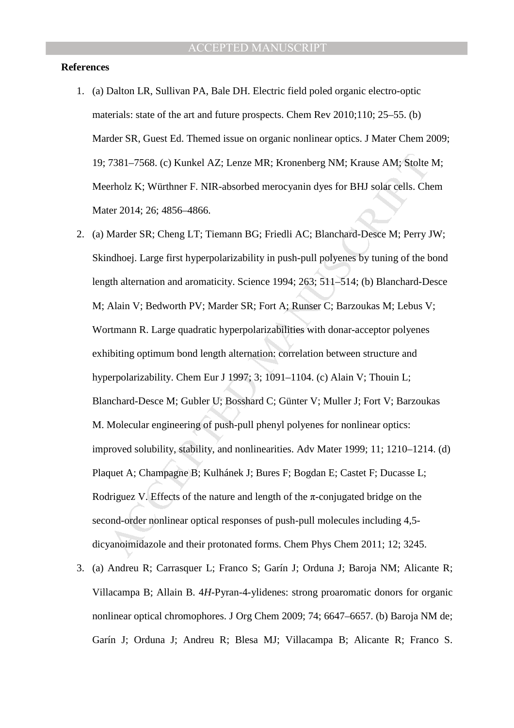**References**

1. (a) Dalton LR, Sullivan PA, Bale DH. Electric field poled organic electro-optic materials: state of the art and future prospects. Chem Rev 2010;110; 25–55. (b) Marder SR, Guest Ed. Themed issue on organic nonlinear optics. J Mater Chem 2009; 19; 7381–7568. (c) Kunkel AZ; Lenze MR; Kronenberg NM; Krause AM; Stolte M; Meerholz K; Würthner F. NIR-absorbed merocyanin dyes for BHJ solar cells. Chem Mater 2014; 26; 4856–4866.
2. (a) Marder SR; Cheng LT; Tiemann BG; Friedli AC; Blanchard-Desce M; Perry JW; Skindhoej. Large first hyperpolarizability in push-pull polyenes by tuning of the bond length alternation and aromaticity. Science 1994; 263; 511–514; (b) Blanchard-Desce M; Alain V; Bedworth PV; Marder SR; Fort A; Runser C; Barzoukas M; Lebus V; Wortmann R. Large quadratic hyperpolarizabilities with donar-acceptor polyenes exhibiting optimum bond length alternation: correlation between structure and hyperpolarizability. Chem Eur J 1997; 3; 1091–1104. (c) Alain V; Thouin L; Blanchard-Desce M; Gubler U; Bosshard C; Günter V; Muller J; Fort V; Barzoukas M. Molecular engineering of push-pull phenyl polyenes for nonlinear optics: improved solubility, stability, and nonlinearities. Adv Mater 1999; 11; 1210–1214. (d) Plaquet A; Champagne B; Kulhánek J; Bures F; Bogdan E; Castet F; Ducasse L; Rodriguez V. Effects of the nature and length of the π-conjugated bridge on the second-order nonlinear optical responses of push-pull molecules including 4,5-dicyanoimidazole and their protonated forms. Chem Phys Chem 2011; 12; 3245.
3. (a) Andreu R; Carrasquer L; Franco S; Garín J; Orduna J; Baroja NM; Alicante R; Villacampa B; Allain B. 4*H*-Pyran-4-ylidenes: strong proaromatic donors for organic nonlinear optical chromophores. J Org Chem 2009; 74; 6647–6657. (b) Baroja NM de; Garín J; Orduna J; Andreu R; Blesa MJ; Villacampa B; Alicante R; Franco S.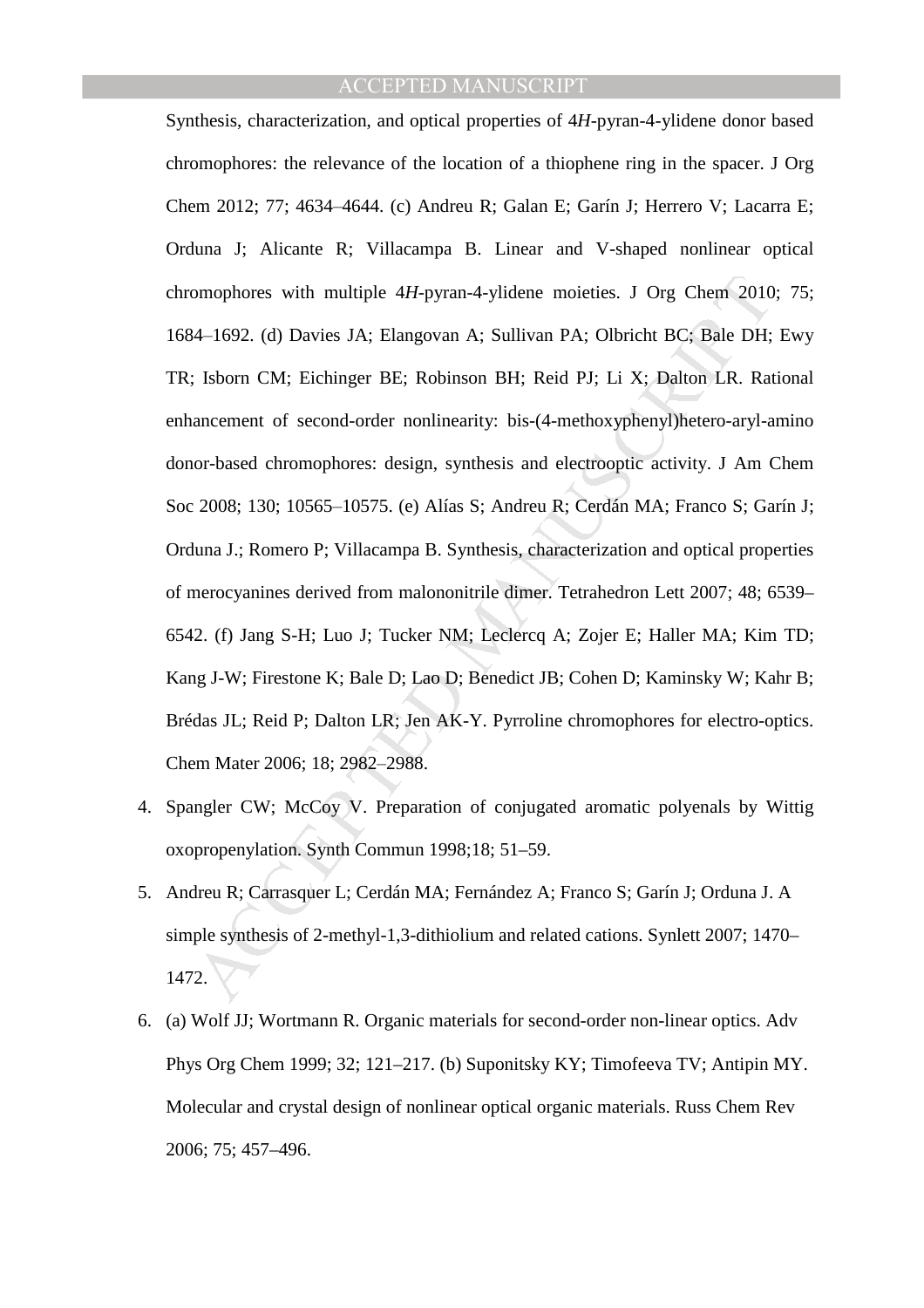Synthesis, characterization, and optical properties of 4*H*-pyran-4-ylidene donor based chromophores: the relevance of the location of a thiophene ring in the spacer. J Org Chem 2012; 77; 4634–4644. (c) Andreu R; Galan E; Garín J; Herrero V; Lacarra E; Orduna J; Alicante R; Villacampa B. Linear and V-shaped nonlinear optical chromophores with multiple 4*H*-pyran-4-ylidene moieties. J Org Chem 2010; 75; 1684–1692. (d) Davies JA; Elangovan A; Sullivan PA; Olbricht BC; Bale DH; Ewy TR; Isborn CM; Eichinger BE; Robinson BH; Reid PJ; Li X; Dalton LR. Rational enhancement of second-order nonlinearity: bis-(4-methoxyphenyl)hetero-aryl-amino donor-based chromophores: design, synthesis and electrooptic activity. J Am Chem Soc 2008; 130; 10565–10575. (e) Alías S; Andreu R; Cerdán MA; Franco S; Garín J; Orduna J.; Romero P; Villacampa B. Synthesis, characterization and optical properties of merocyanines derived from malononitrile dimer. Tetrahedron Lett 2007; 48; 6539–6542. (f) Jang S-H; Luo J; Tucker NM; Leclercq A; Zojer E; Haller MA; Kim TD; Kang J-W; Firestone K; Bale D; Lao D; Benedict JB; Cohen D; Kaminsky W; Kahr B; Brédas JL; Reid P; Dalton LR; Jen AK-Y. Pyrroline chromophores for electro-optics. Chem Mater 2006; 18; 2982–2988.

4. Spangler CW; McCoy V. Preparation of conjugated aromatic polyenals by Wittig oxopropenylation. Synth Commun 1998;18; 51–59.

5. Andreu R; Carrasquer L; Cerdán MA; Fernández A; Franco S; Garín J; Orduna J. A simple synthesis of 2-methyl-1,3-dithiolium and related cations. Synlett 2007; 1470–1472.

6. (a) Wolf JJ; Wortmann R. Organic materials for second-order non-linear optics. Adv Phys Org Chem 1999; 32; 121–217. (b) Suponitsky KY; Timofeeva TV; Antipin MY. Molecular and crystal design of nonlinear optical organic materials. Russ Chem Rev 2006; 75; 457–496.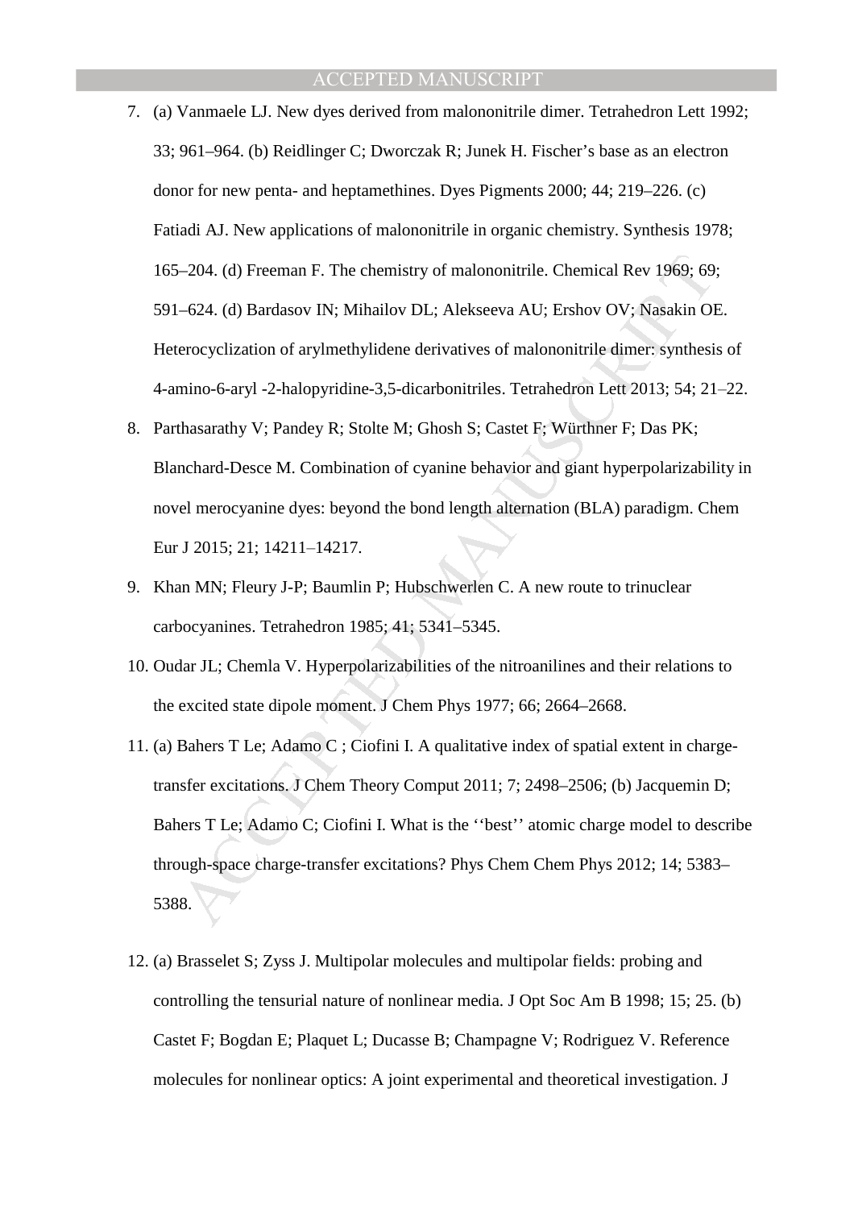7. (a) Vanmaele LJ. New dyes derived from malononitrile dimer. Tetrahedron Lett 1992; 33; 961–964. (b) Reidlinger C; Dworczak R; Junek H. Fischer's base as an electron donor for new penta- and heptamethines. Dyes Pigments 2000; 44; 219–226. (c) Fatiadi AJ. New applications of malononitrile in organic chemistry. Synthesis 1978; 165–204. (d) Freeman F. The chemistry of malononitrile. Chemical Rev 1969; 69; 591–624. (d) Bardasov IN; Mihailov DL; Alekseeva AU; Ershov OV; Nasakin OE. Heterocyclization of arylmethylidene derivatives of malononitrile dimer: synthesis of 4-amino-6-aryl -2-halopyridine-3,5-dicarbonitriles. Tetrahedron Lett 2013; 54; 21–22.
8. Parthasarathy V; Pandey R; Stolte M; Ghosh S; Castet F; Würthner F; Das PK; Blanchard-Desce M. Combination of cyanine behavior and giant hyperpolarizability in novel merocyanine dyes: beyond the bond length alternation (BLA) paradigm. Chem Eur J 2015; 21; 14211–14217.
9. Khan MN; Fleury J-P; Baumlin P; Hubschwerlen C. A new route to trinuclear carbocyanines. Tetrahedron 1985; 41; 5341–5345.
10. Oudar JL; Chemla V. Hyperpolarizabilities of the nitroanilines and their relations to the excited state dipole moment. J Chem Phys 1977; 66; 2664–2668.
11. (a) Bahers T Le; Adamo C ; Ciofini I. A qualitative index of spatial extent in charge-transfer excitations. J Chem Theory Comput 2011; 7; 2498–2506; (b) Jacquemin D; Bahers T Le; Adamo C; Ciofini I. What is the ''best'' atomic charge model to describe through-space charge-transfer excitations? Phys Chem Chem Phys 2012; 14; 5383–5388.
12. (a) Brasselet S; Zyss J. Multipolar molecules and multipolar fields: probing and controlling the tensurial nature of nonlinear media. J Opt Soc Am B 1998; 15; 25. (b) Castet F; Bogdan E; Plaquet L; Ducasse B; Champagne V; Rodriguez V. Reference molecules for nonlinear optics: A joint experimental and theoretical investigation. J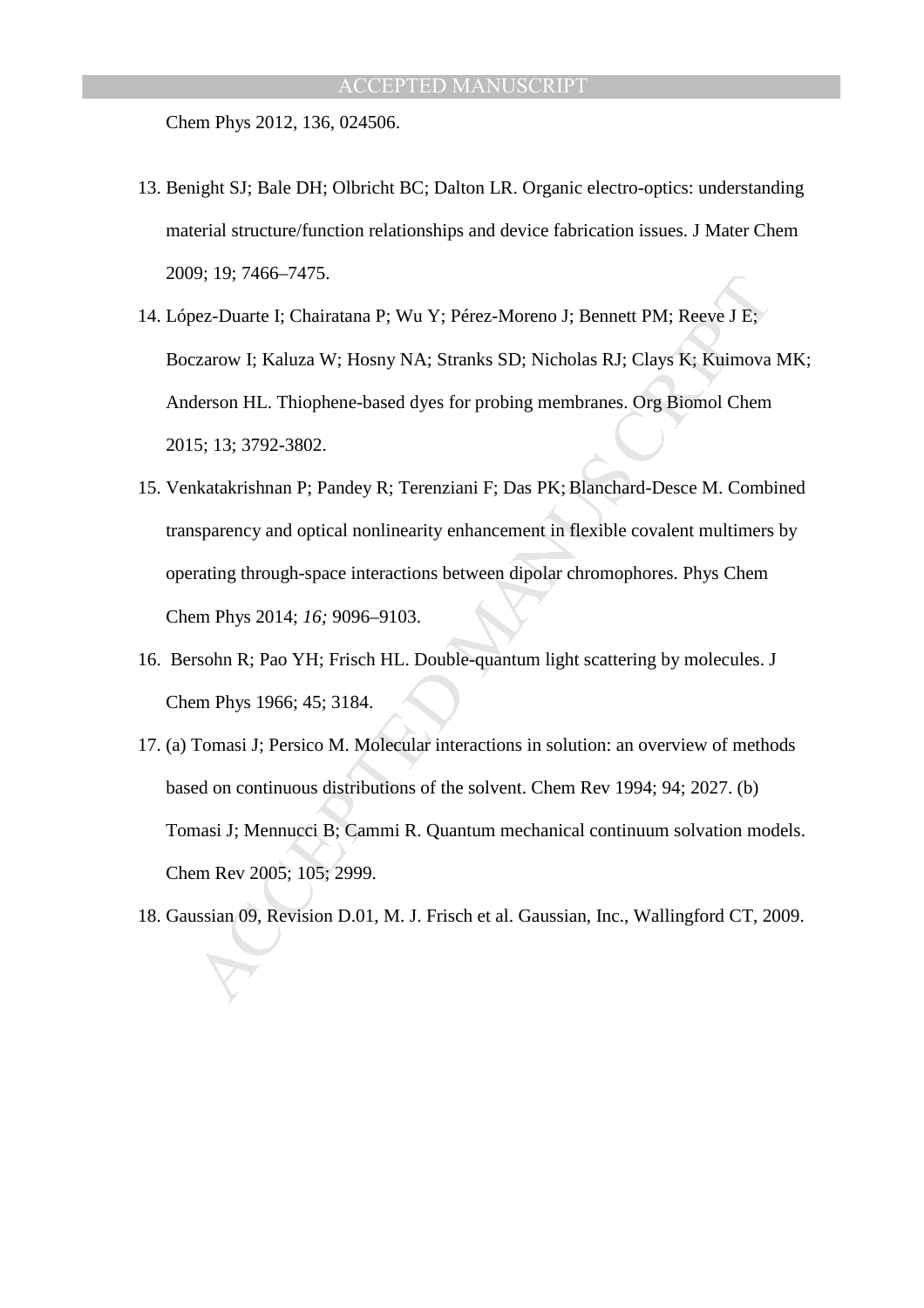Chem Phys 2012, 136, 024506.

13. Benight SJ; Bale DH; Olbricht BC; Dalton LR. Organic electro-optics: understanding material structure/function relationships and device fabrication issues. J Mater Chem 2009; 19; 7466–7475.
14. López-Duarte I; Chairatana P; Wu Y; Pérez-Moreno J; Bennett PM; Reeve J E; Boczarow I; Kaluza W; Hosny NA; Stranks SD; Nicholas RJ; Clays K; Kuimova MK; Anderson HL. Thiophene-based dyes for probing membranes. Org Biomol Chem 2015; 13; 3792-3802.
15. Venkatakrishnan P; Pandey R; Terenziani F; Das PK; Blanchard-Desce M. Combined transparency and optical nonlinearity enhancement in flexible covalent multimers by operating through-space interactions between dipolar chromophores. Phys Chem Chem Phys 2014; *16;* 9096–9103.
16. Bersohn R; Pao YH; Frisch HL. Double-quantum light scattering by molecules. J Chem Phys 1966; 45; 3184.
17. (a) Tomasi J; Persico M. Molecular interactions in solution: an overview of methods based on continuous distributions of the solvent. Chem Rev 1994; 94; 2027. (b) Tomasi J; Mennucci B; Cammi R. Quantum mechanical continuum solvation models. Chem Rev 2005; 105; 2999.
18. Gaussian 09, Revision D.01, M. J. Frisch et al. Gaussian, Inc., Wallingford CT, 2009.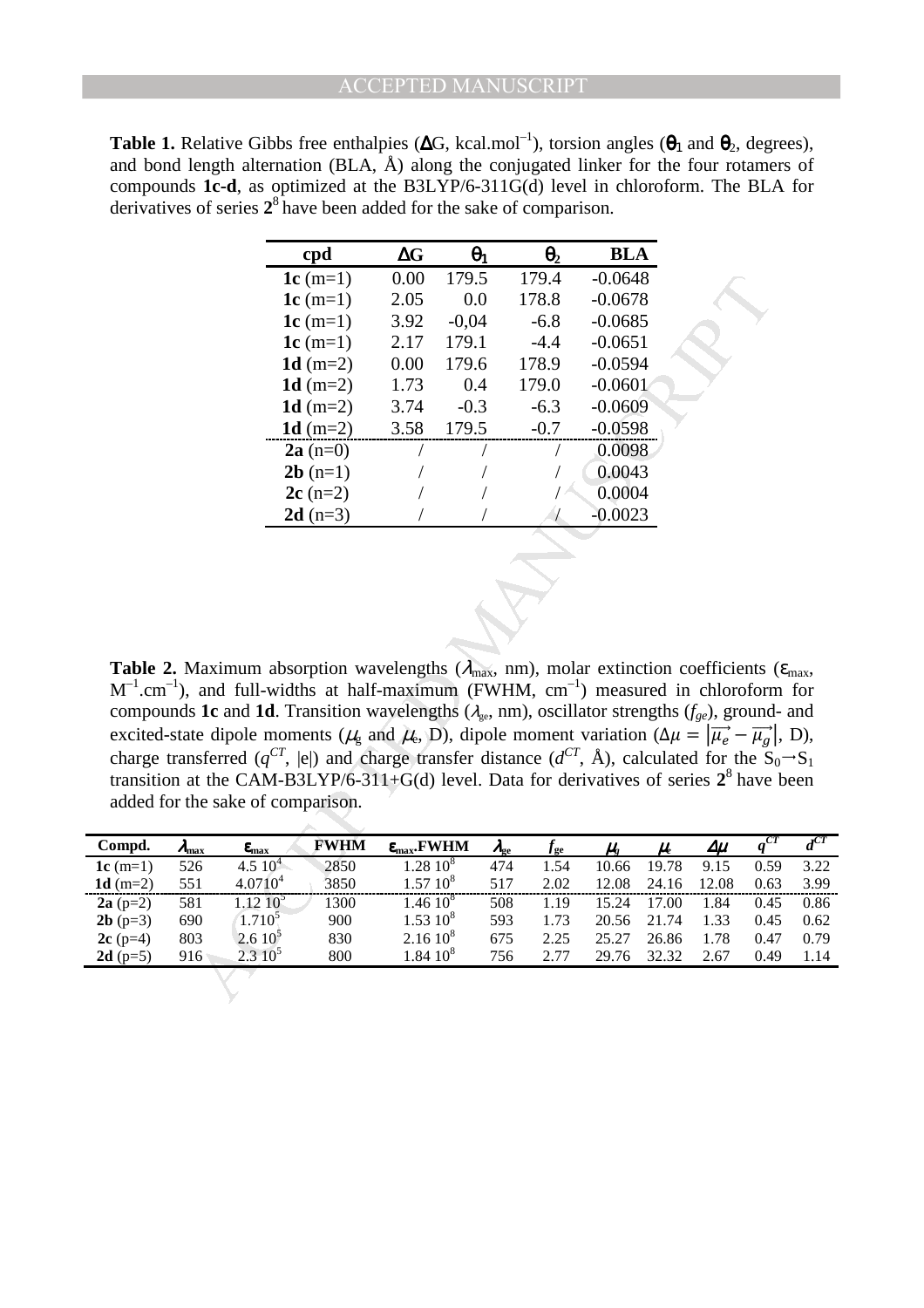**Table 1.** Relative Gibbs free enthalpies ($\Delta G$, kcal.mol$^{-1}$), torsion angles ($\theta_1$ and $\theta_2$, degrees), and bond length alternation (BLA, Å) along the conjugated linker for the four rotamers of compounds **1c-d**, as optimized at the B3LYP/6-311G(d) level in chloroform. The BLA for derivatives of series **2**[8] have been added for the sake of comparison.

| cpd | $\Delta G$ | $\theta_1$ | $\theta_2$ | BLA |
|---|---|---|---|---|
| **1c** (m=1) | 0.00 | 179.5 | 179.4 | -0.0648 |
| **1c** (m=1) | 2.05 | 0.0 | 178.8 | -0.0678 |
| **1c** (m=1) | 3.92 | -0,04 | -6.8 | -0.0685 |
| **1c** (m=1) | 2.17 | 179.1 | -4.4 | -0.0651 |
| **1d** (m=2) | 0.00 | 179.6 | 178.9 | -0.0594 |
| **1d** (m=2) | 1.73 | 0.4 | 179.0 | -0.0601 |
| **1d** (m=2) | 3.74 | -0.3 | -6.3 | -0.0609 |
| **1d** (m=2) | 3.58 | 179.5 | -0.7 | -0.0598 |
| **2a** (n=0) | / | / | / | 0.0098 |
| **2b** (n=1) | / | / | / | 0.0043 |
| **2c** (n=2) | / | / | / | 0.0004 |
| **2d** (n=3) | / | / | / | -0.0023 |

**Table 2.** Maximum absorption wavelengths ($\lambda_{max}$, nm), molar extinction coefficients ($\varepsilon_{max}$, M$^{-1}$.cm$^{-1}$), and full-widths at half-maximum (FWHM, cm$^{-1}$) measured in chloroform for compounds **1c** and **1d**. Transition wavelengths ($\lambda_{ge}$, nm), oscillator strengths ($f_{ge}$), ground- and excited-state dipole moments ($\mu_g$ and $\mu_e$, D), dipole moment variation ($\Delta\mu = |\overrightarrow{\mu_e} - \overrightarrow{\mu_g}|$, D), charge transferred ($q^{CT}$, |e|) and charge transfer distance ($d^{CT}$, Å), calculated for the $S_0 \rightarrow S_1$ transition at the CAM-B3LYP/6-311+G(d) level. Data for derivatives of series **2**[8] have been added for the sake of comparison.

| Compd. | $\lambda_{max}$ | $\varepsilon_{max}$ | FWHM | $\varepsilon_{max}$.FWHM | $\lambda_{ge}$ | $f_{ge}$ | $\mu_g$ | $\mu_e$ | $\Delta\mu$ | $q^{CT}$ | $d^{CT}$ |
|---|---|---|---|---|---|---|---|---|---|---|---|
| **1c** (m=1) | 526 | 4.5 $10^4$ | 2850 | 1.28 $10^8$ | 474 | 1.54 | 10.66 | 19.78 | 9.15 | 0.59 | 3.22 |
| **1d** (m=2) | 551 | 4.07$10^4$ | 3850 | 1.57 $10^8$ | 517 | 2.02 | 12.08 | 24.16 | 12.08 | 0.63 | 3.99 |
| **2a** (p=2) | 581 | 1.12 $10^5$ | 1300 | 1.46 $10^8$ | 508 | 1.19 | 15.24 | 17.00 | 1.84 | 0.45 | 0.86 |
| **2b** (p=3) | 690 | 1.7$10^5$ | 900 | 1.53 $10^8$ | 593 | 1.73 | 20.56 | 21.74 | 1.33 | 0.45 | 0.62 |
| **2c** (p=4) | 803 | 2.6 $10^5$ | 830 | 2.16 $10^8$ | 675 | 2.25 | 25.27 | 26.86 | 1.78 | 0.47 | 0.79 |
| **2d** (p=5) | 916 | 2.3 $10^5$ | 800 | 1.84 $10^8$ | 756 | 2.77 | 29.76 | 32.32 | 2.67 | 0.49 | 1.14 |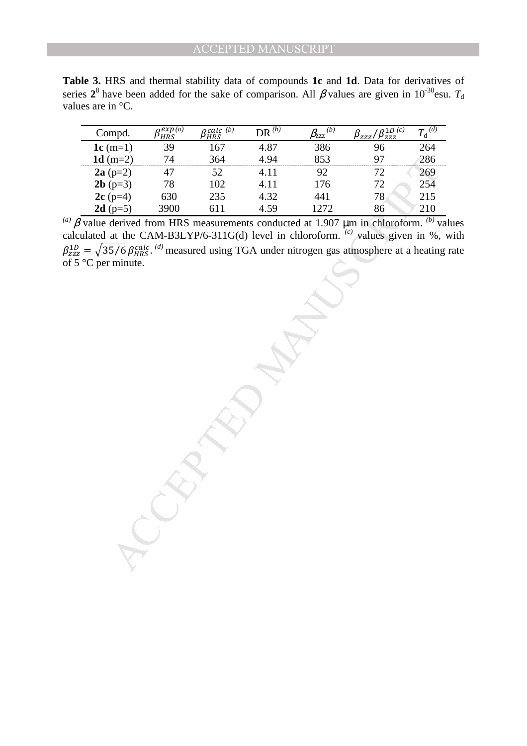**Table 3.** HRS and thermal stability data of compounds **1c** and **1d**. Data for derivatives of series **2**[8] have been added for the sake of comparison. All $\beta$ values are given in $10^{-30}$esu. $T_d$ values are in °C.

| Compd. | $\beta_{HRS}^{exp\,(a)}$ | $\beta_{HRS}^{calc\,(b)}$ | DR $^{(b)}$ | $\beta_{ZZZ}$ $^{(b)}$ | $\beta_{zzz}/\beta_{zzz}^{1D\,(c)}$ | $T_d$ $^{(d)}$ |
|---|---|---|---|---|---|---|
| **1c** (m=1) | 39 | 167 | 4.87 | 386 | 96 | 264 |
| **1d** (m=2) | 74 | 364 | 4.94 | 853 | 97 | 286 |
| **2a** (p=2) | 47 | 52 | 4.11 | 92 | 72 | 269 |
| **2b** (p=3) | 78 | 102 | 4.11 | 176 | 72 | 254 |
| **2c** (p=4) | 630 | 235 | 4.32 | 441 | 78 | 215 |
| **2d** (p=5) | 3900 | 611 | 4.59 | 1272 | 86 | 210 |

$^{(a)}$ $\beta$ value derived from HRS measurements conducted at 1.907 μm in chloroform. $^{(b)}$ values calculated at the CAM-B3LYP/6-311G(d) level in chloroform. $^{(c)}$ values given in %, with $\beta_{zzz}^{1D} = \sqrt{35/6}\,\beta_{HRS}^{calc}$. $^{(d)}$ measured using TGA under nitrogen gas atmosphere at a heating rate of 5 °C per minute.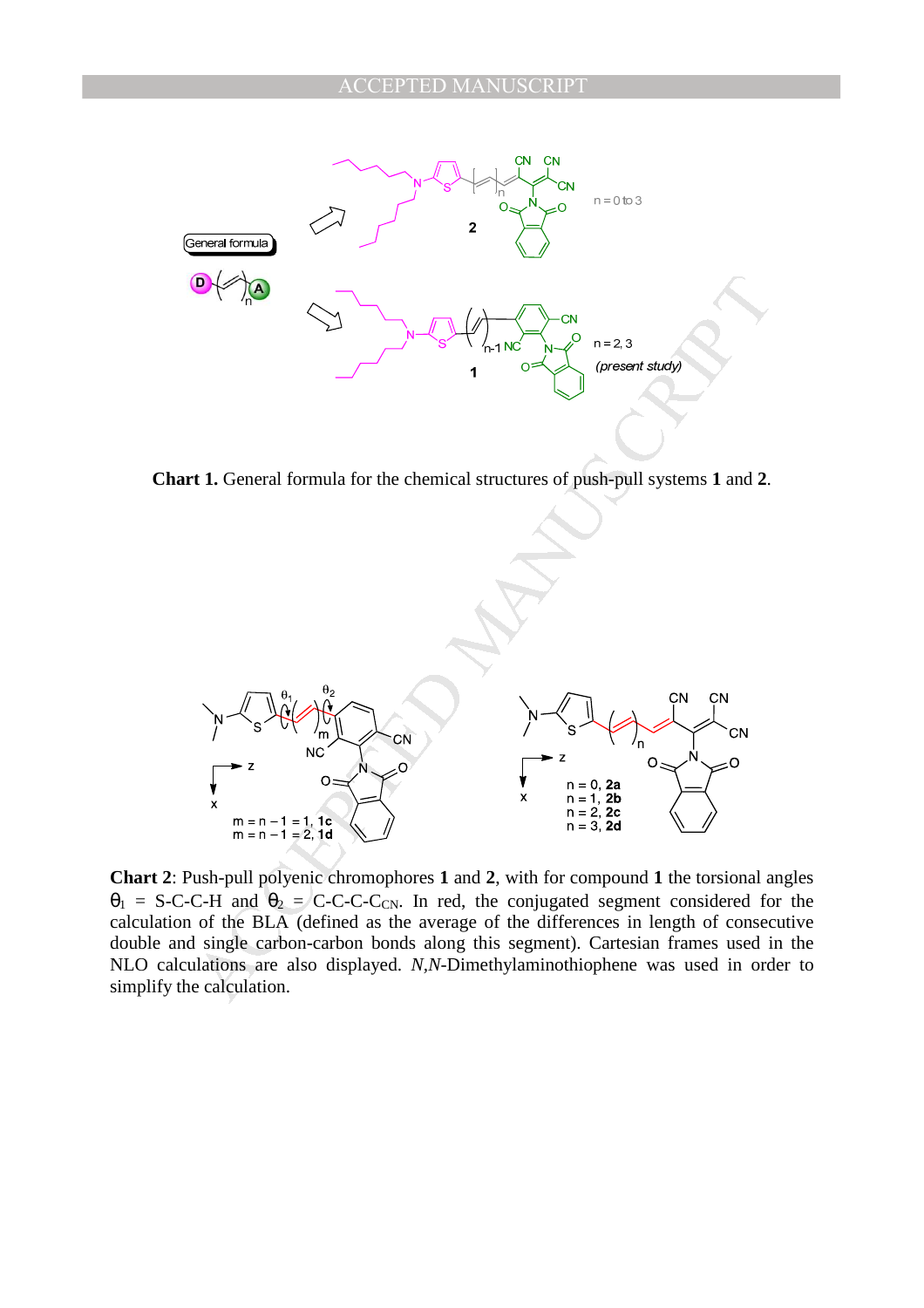**Chart 1.** General formula for the chemical structures of push-pull systems **1** and **2**.

**Chart 2**: Push-pull polyenic chromophores **1** and **2**, with for compound **1** the torsional angles $\theta_1$ = S-C-C-H and $\theta_2$ = C-C-C-$C_{CN}$. In red, the conjugated segment considered for the calculation of the BLA (defined as the average of the differences in length of consecutive double and single carbon-carbon bonds along this segment). Cartesian frames used in the NLO calculations are also displayed. *N*,*N*-Dimethylaminothiophene was used in order to simplify the calculation.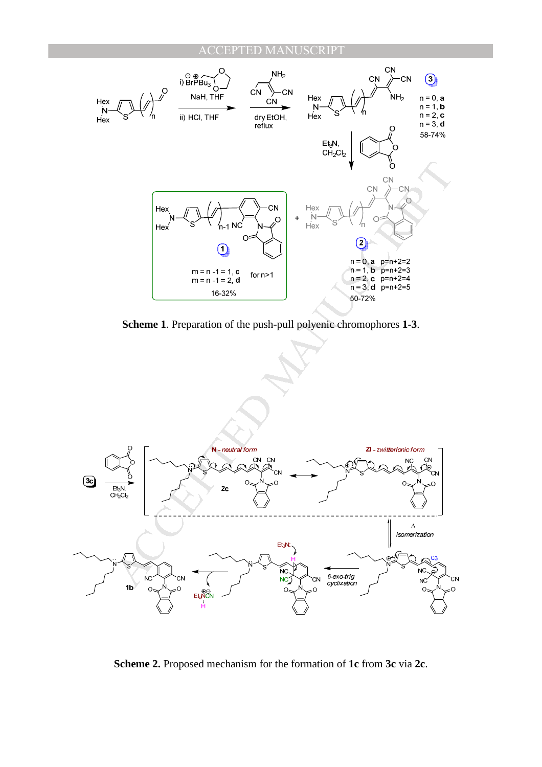**Scheme 1**. Preparation of the push-pull polyenic chromophores **1-3**.

**Scheme 2.** Proposed mechanism for the formation of **1c** from **3c** via **2c**.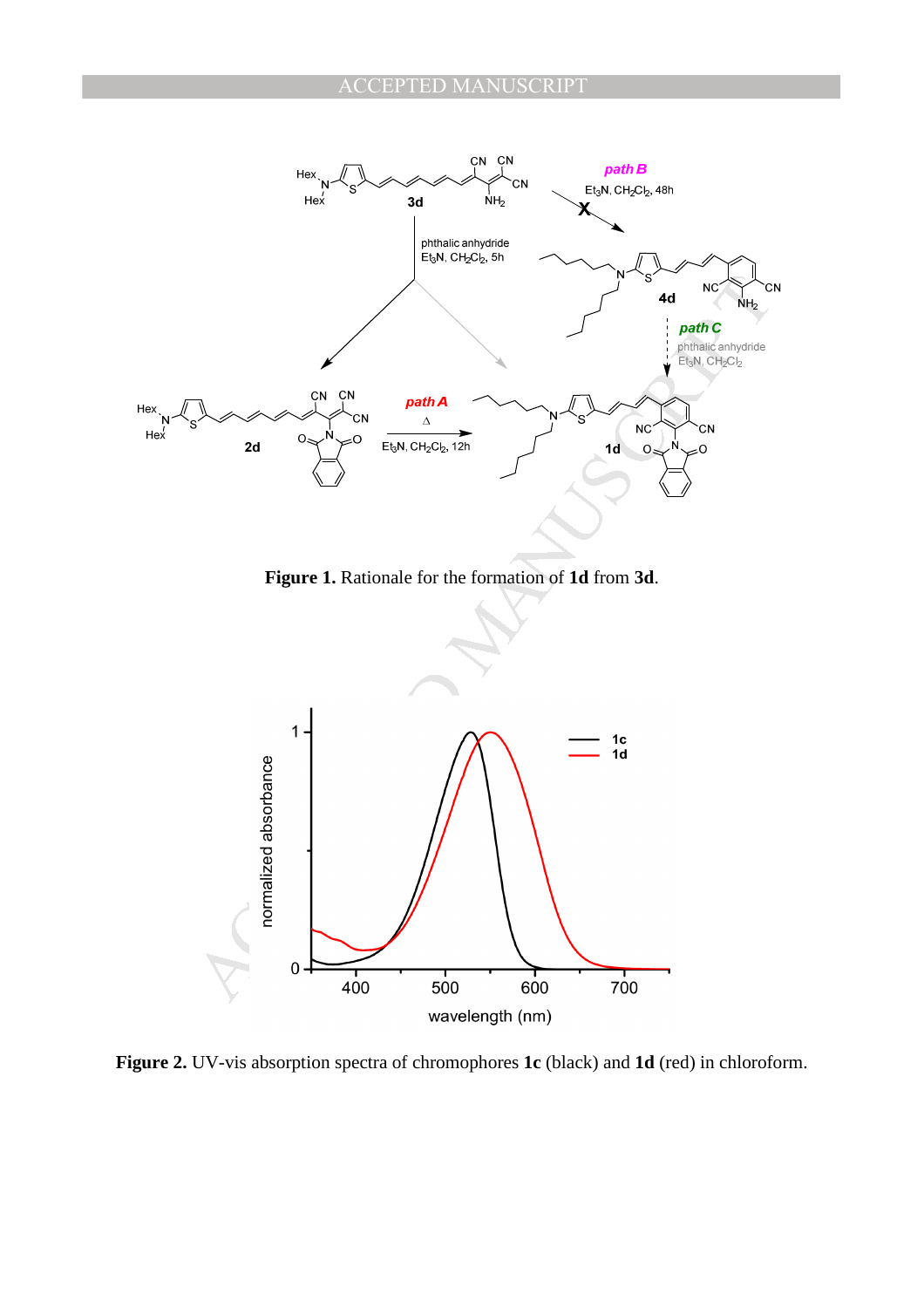**Figure 1.** Rationale for the formation of **1d** from **3d**.

**Figure 2.** UV-vis absorption spectra of chromophores **1c** (black) and **1d** (red) in chloroform.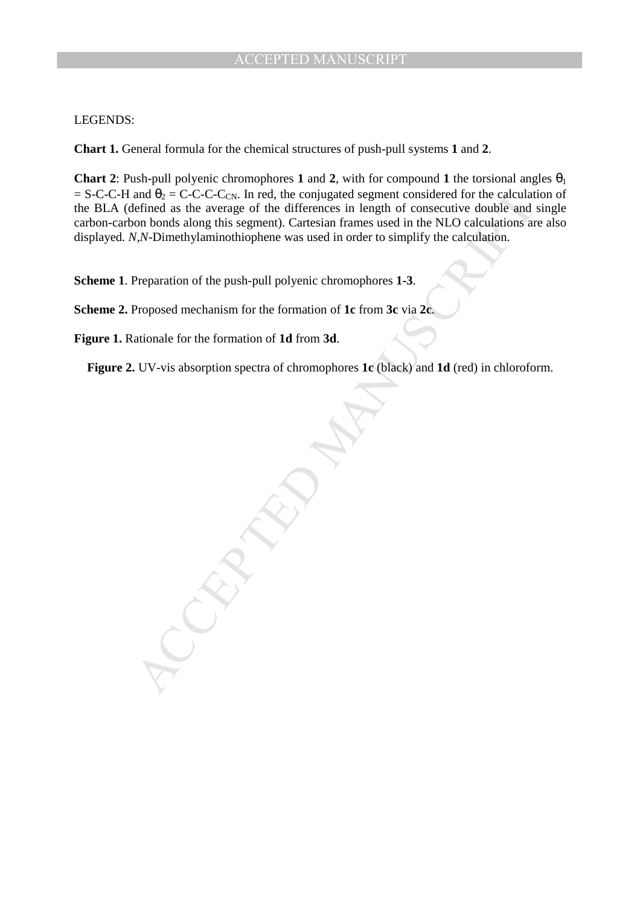LEGENDS:

**Chart 1.** General formula for the chemical structures of push-pull systems **1** and **2**.

**Chart 2**: Push-pull polyenic chromophores **1** and **2**, with for compound **1** the torsional angles $\theta_1$ = S-C-C-H and $\theta_2$ = C-C-C-$C_{CN}$. In red, the conjugated segment considered for the calculation of the BLA (defined as the average of the differences in length of consecutive double and single carbon-carbon bonds along this segment). Cartesian frames used in the NLO calculations are also displayed. *N*,*N*-Dimethylaminothiophene was used in order to simplify the calculation.

**Scheme 1**. Preparation of the push-pull polyenic chromophores **1-3**.

**Scheme 2.** Proposed mechanism for the formation of **1c** from **3c** via **2c**.

**Figure 1.** Rationale for the formation of **1d** from **3d**.

**Figure 2.** UV-vis absorption spectra of chromophores **1c** (black) and **1d** (red) in chloroform.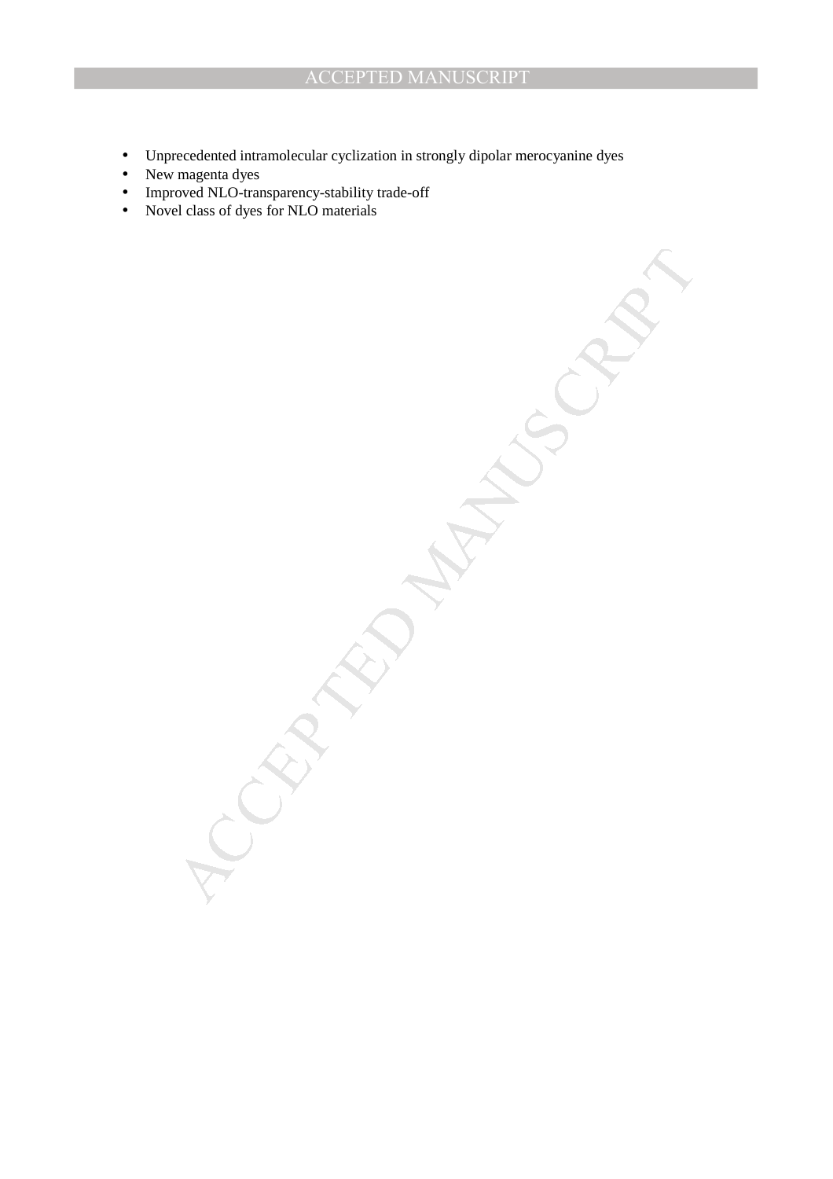- Unprecedented intramolecular cyclization in strongly dipolar merocyanine dyes
- New magenta dyes
- Improved NLO-transparency-stability trade-off
- Novel class of dyes for NLO materials